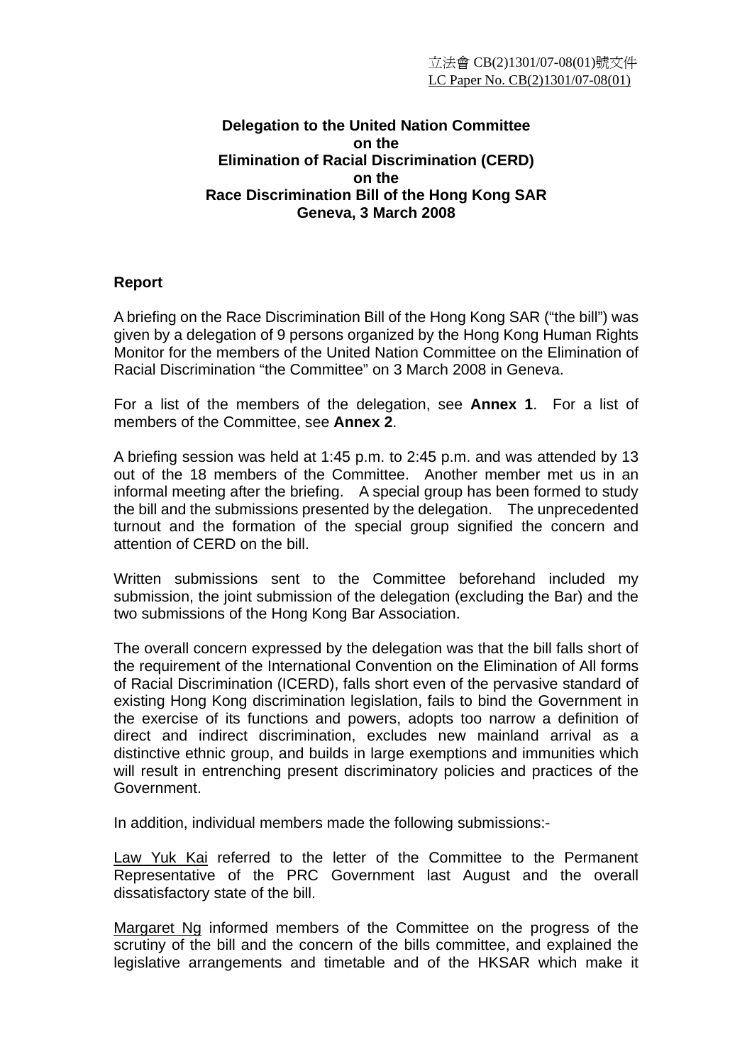立法會 CB(2)1301/07-08(01)號文件
LC Paper No. CB(2)1301/07-08(01)

**Delegation to the United Nation Committee on the Elimination of Racial Discrimination (CERD) on the Race Discrimination Bill of the Hong Kong SAR Geneva, 3 March 2008**

**Report**

A briefing on the Race Discrimination Bill of the Hong Kong SAR ("the bill") was given by a delegation of 9 persons organized by the Hong Kong Human Rights Monitor for the members of the United Nation Committee on the Elimination of Racial Discrimination "the Committee" on 3 March 2008 in Geneva.

For a list of the members of the delegation, see **Annex 1**. For a list of members of the Committee, see **Annex 2**.

A briefing session was held at 1:45 p.m. to 2:45 p.m. and was attended by 13 out of the 18 members of the Committee. Another member met us in an informal meeting after the briefing. A special group has been formed to study the bill and the submissions presented by the delegation. The unprecedented turnout and the formation of the special group signified the concern and attention of CERD on the bill.

Written submissions sent to the Committee beforehand included my submission, the joint submission of the delegation (excluding the Bar) and the two submissions of the Hong Kong Bar Association.

The overall concern expressed by the delegation was that the bill falls short of the requirement of the International Convention on the Elimination of All forms of Racial Discrimination (ICERD), falls short even of the pervasive standard of existing Hong Kong discrimination legislation, fails to bind the Government in the exercise of its functions and powers, adopts too narrow a definition of direct and indirect discrimination, excludes new mainland arrival as a distinctive ethnic group, and builds in large exemptions and immunities which will result in entrenching present discriminatory policies and practices of the Government.

In addition, individual members made the following submissions:-

Law Yuk Kai referred to the letter of the Committee to the Permanent Representative of the PRC Government last August and the overall dissatisfactory state of the bill.

Margaret Ng informed members of the Committee on the progress of the scrutiny of the bill and the concern of the bills committee, and explained the legislative arrangements and timetable and of the HKSAR which make it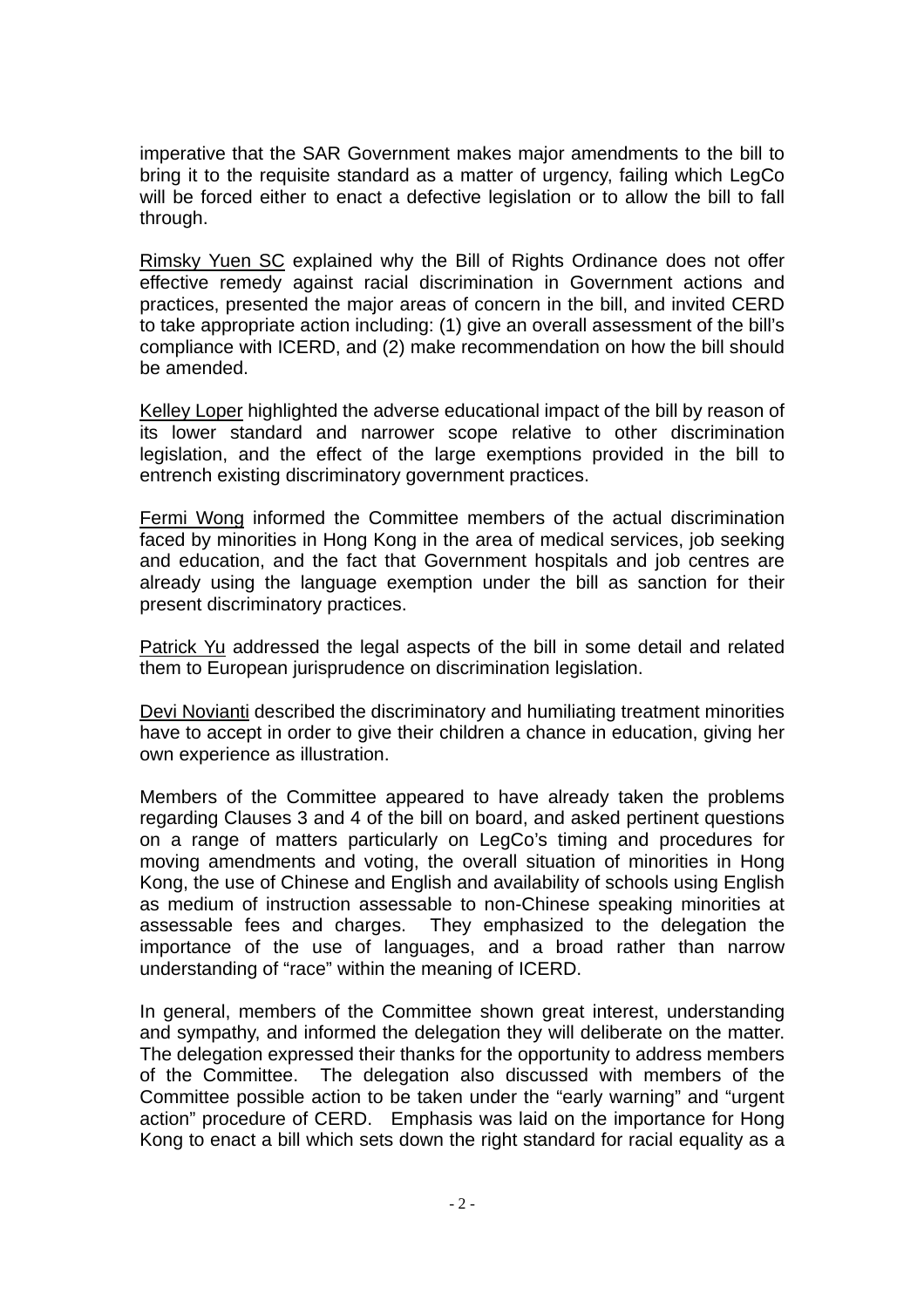imperative that the SAR Government makes major amendments to the bill to bring it to the requisite standard as a matter of urgency, failing which LegCo will be forced either to enact a defective legislation or to allow the bill to fall through.

<u>Rimsky Yuen SC</u> explained why the Bill of Rights Ordinance does not offer effective remedy against racial discrimination in Government actions and practices, presented the major areas of concern in the bill, and invited CERD to take appropriate action including: (1) give an overall assessment of the bill's compliance with ICERD, and (2) make recommendation on how the bill should be amended.

<u>Kelley Loper</u> highlighted the adverse educational impact of the bill by reason of its lower standard and narrower scope relative to other discrimination legislation, and the effect of the large exemptions provided in the bill to entrench existing discriminatory government practices.

<u>Fermi Wong</u> informed the Committee members of the actual discrimination faced by minorities in Hong Kong in the area of medical services, job seeking and education, and the fact that Government hospitals and job centres are already using the language exemption under the bill as sanction for their present discriminatory practices.

<u>Patrick Yu</u> addressed the legal aspects of the bill in some detail and related them to European jurisprudence on discrimination legislation.

<u>Devi Novianti</u> described the discriminatory and humiliating treatment minorities have to accept in order to give their children a chance in education, giving her own experience as illustration.

Members of the Committee appeared to have already taken the problems regarding Clauses 3 and 4 of the bill on board, and asked pertinent questions on a range of matters particularly on LegCo's timing and procedures for moving amendments and voting, the overall situation of minorities in Hong Kong, the use of Chinese and English and availability of schools using English as medium of instruction assessable to non-Chinese speaking minorities at assessable fees and charges. They emphasized to the delegation the importance of the use of languages, and a broad rather than narrow understanding of "race" within the meaning of ICERD.

In general, members of the Committee shown great interest, understanding and sympathy, and informed the delegation they will deliberate on the matter. The delegation expressed their thanks for the opportunity to address members of the Committee. The delegation also discussed with members of the Committee possible action to be taken under the "early warning" and "urgent action" procedure of CERD. Emphasis was laid on the importance for Hong Kong to enact a bill which sets down the right standard for racial equality as a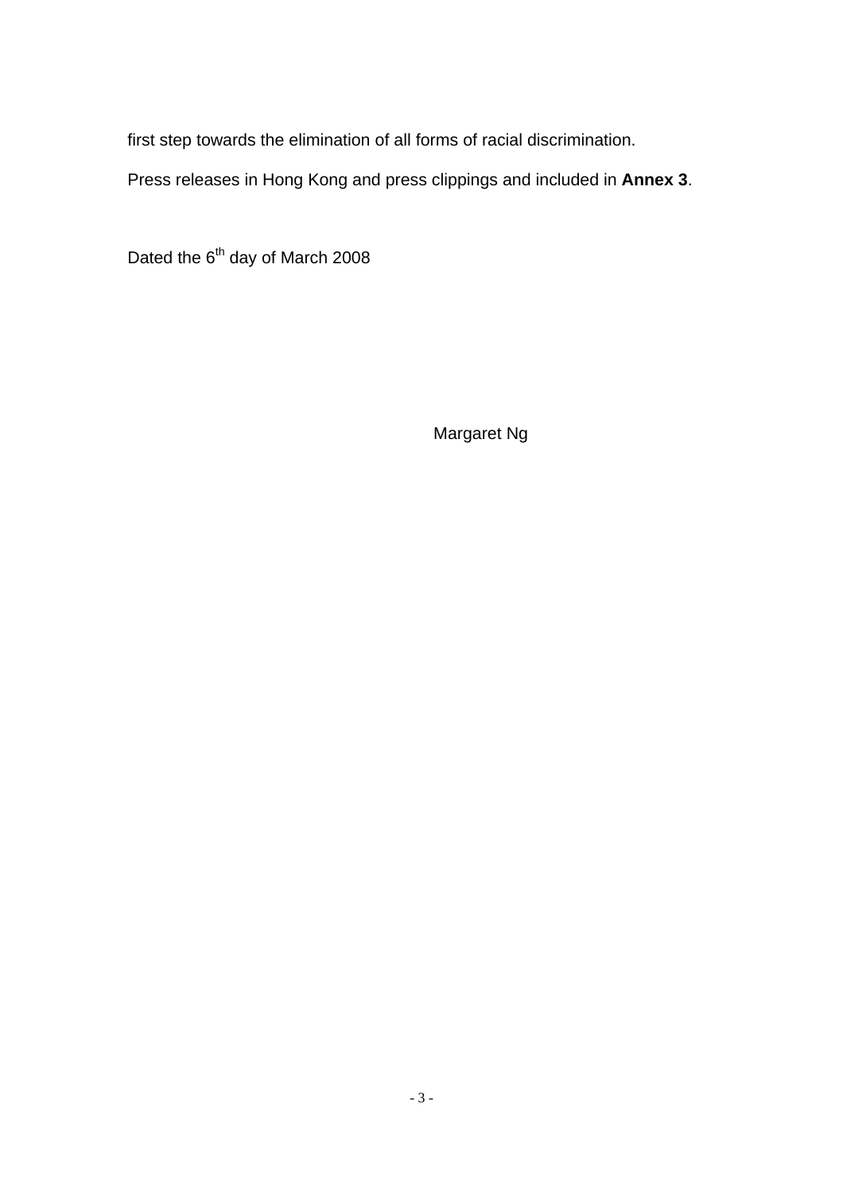first step towards the elimination of all forms of racial discrimination.

Press releases in Hong Kong and press clippings and included in **Annex 3**.

Dated the 6th day of March 2008

Margaret Ng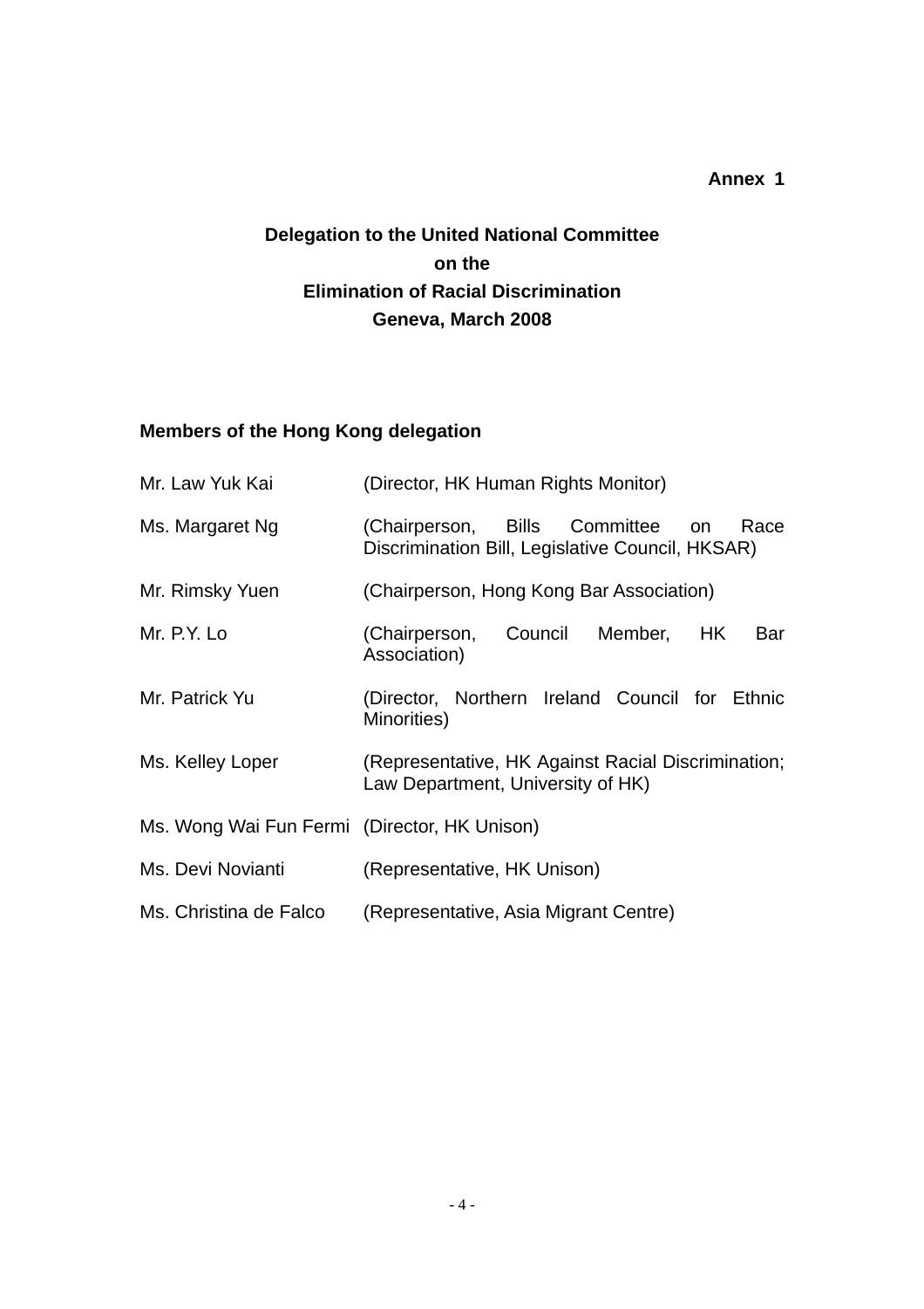**Annex 1**

## Delegation to the United National Committee on the Elimination of Racial Discrimination Geneva, March 2008

**Members of the Hong Kong delegation**

| | |
|---|---|
| Mr. Law Yuk Kai | (Director, HK Human Rights Monitor) |
| Ms. Margaret Ng | (Chairperson, Bills Committee on Race Discrimination Bill, Legislative Council, HKSAR) |
| Mr. Rimsky Yuen | (Chairperson, Hong Kong Bar Association) |
| Mr. P.Y. Lo | (Chairperson, Council Member, HK Bar Association) |
| Mr. Patrick Yu | (Director, Northern Ireland Council for Ethnic Minorities) |
| Ms. Kelley Loper | (Representative, HK Against Racial Discrimination; Law Department, University of HK) |
| Ms. Wong Wai Fun Fermi | (Director, HK Unison) |
| Ms. Devi Novianti | (Representative, HK Unison) |
| Ms. Christina de Falco | (Representative, Asia Migrant Centre) |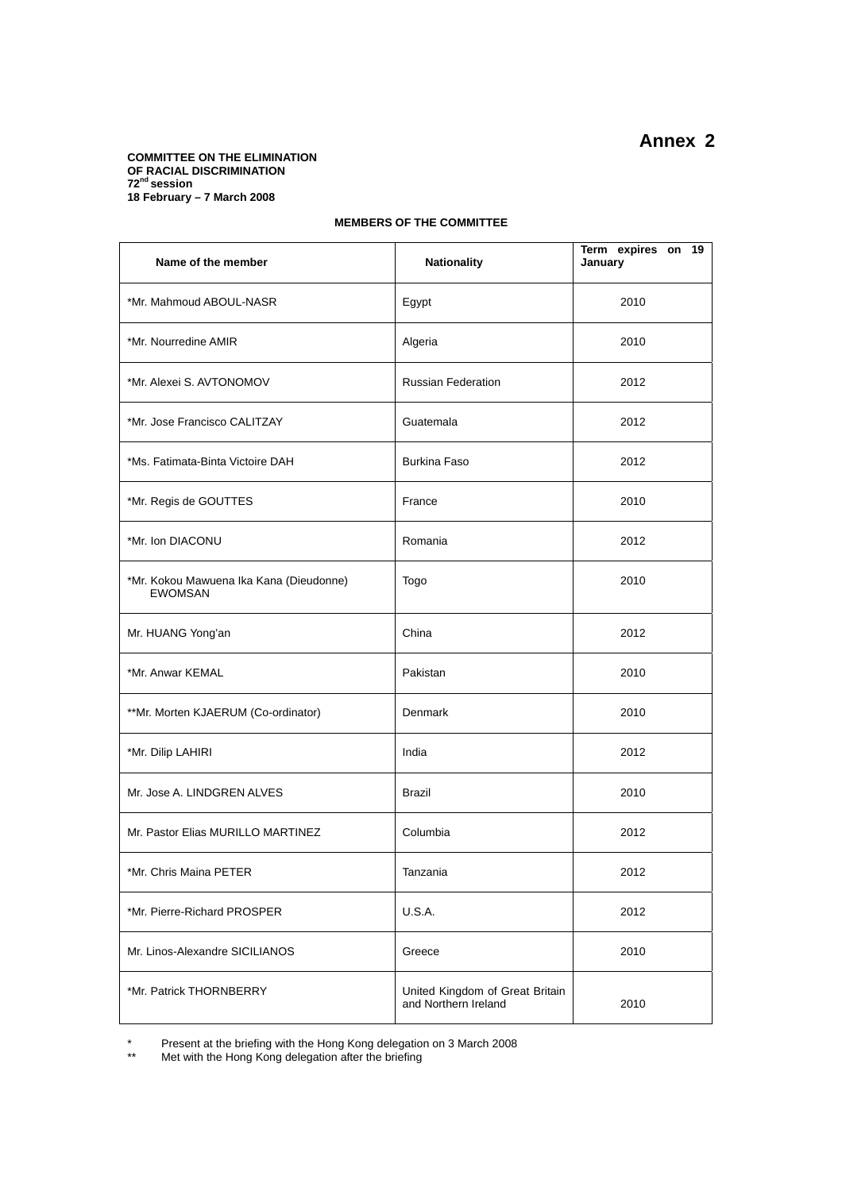# Annex 2

**COMMITTEE ON THE ELIMINATION OF RACIAL DISCRIMINATION**
**72nd session**
**18 February – 7 March 2008**

**MEMBERS OF THE COMMITTEE**

| Name of the member | Nationality | Term expires on 19 January |
|---|---|---|
| *Mr. Mahmoud ABOUL-NASR | Egypt | 2010 |
| *Mr. Nourredine AMIR | Algeria | 2010 |
| *Mr. Alexei S. AVTONOMOV | Russian Federation | 2012 |
| *Mr. Jose Francisco CALITZAY | Guatemala | 2012 |
| *Ms. Fatimata-Binta Victoire DAH | Burkina Faso | 2012 |
| *Mr. Regis de GOUTTES | France | 2010 |
| *Mr. Ion DIACONU | Romania | 2012 |
| *Mr. Kokou Mawuena Ika Kana (Dieudonne) EWOMSAN | Togo | 2010 |
| Mr. HUANG Yong'an | China | 2012 |
| *Mr. Anwar KEMAL | Pakistan | 2010 |
| **Mr. Morten KJAERUM (Co-ordinator) | Denmark | 2010 |
| *Mr. Dilip LAHIRI | India | 2012 |
| Mr. Jose A. LINDGREN ALVES | Brazil | 2010 |
| Mr. Pastor Elias MURILLO MARTINEZ | Columbia | 2012 |
| *Mr. Chris Maina PETER | Tanzania | 2012 |
| *Mr. Pierre-Richard PROSPER | U.S.A. | 2012 |
| Mr. Linos-Alexandre SICILIANOS | Greece | 2010 |
| *Mr. Patrick THORNBERRY | United Kingdom of Great Britain and Northern Ireland | 2010 |

\* Present at the briefing with the Hong Kong delegation on 3 March 2008

\** Met with the Hong Kong delegation after the briefing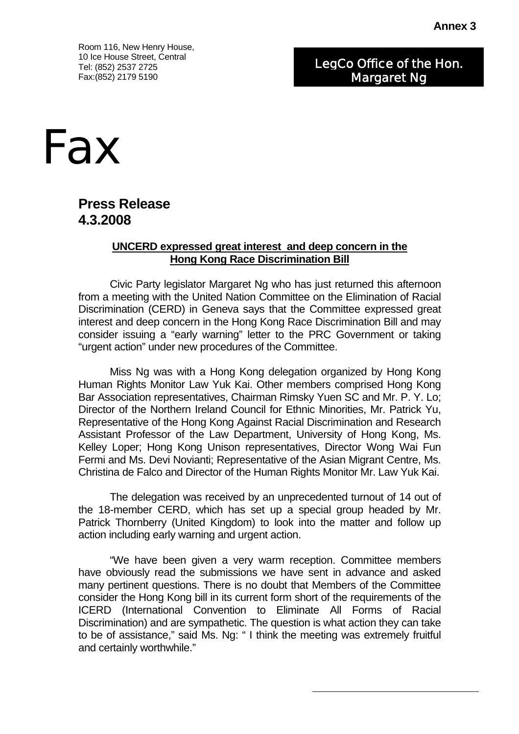**Annex 3**

Room 116, New Henry House,
10 Ice House Street, Central
Tel: (852) 2537 2725
Fax:(852) 2179 5190

LegCo Office of the Hon.
Margaret Ng

# Fax

## Press Release
## 4.3.2008

**UNCERD expressed great interest and deep concern in the Hong Kong Race Discrimination Bill**

Civic Party legislator Margaret Ng who has just returned this afternoon from a meeting with the United Nation Committee on the Elimination of Racial Discrimination (CERD) in Geneva says that the Committee expressed great interest and deep concern in the Hong Kong Race Discrimination Bill and may consider issuing a "early warning" letter to the PRC Government or taking "urgent action" under new procedures of the Committee.

Miss Ng was with a Hong Kong delegation organized by Hong Kong Human Rights Monitor Law Yuk Kai. Other members comprised Hong Kong Bar Association representatives, Chairman Rimsky Yuen SC and Mr. P. Y. Lo; Director of the Northern Ireland Council for Ethnic Minorities, Mr. Patrick Yu, Representative of the Hong Kong Against Racial Discrimination and Research Assistant Professor of the Law Department, University of Hong Kong, Ms. Kelley Loper; Hong Kong Unison representatives, Director Wong Wai Fun Fermi and Ms. Devi Novianti; Representative of the Asian Migrant Centre, Ms. Christina de Falco and Director of the Human Rights Monitor Mr. Law Yuk Kai.

The delegation was received by an unprecedented turnout of 14 out of the 18-member CERD, which has set up a special group headed by Mr. Patrick Thornberry (United Kingdom) to look into the matter and follow up action including early warning and urgent action.

"We have been given a very warm reception. Committee members have obviously read the submissions we have sent in advance and asked many pertinent questions. There is no doubt that Members of the Committee consider the Hong Kong bill in its current form short of the requirements of the ICERD (International Convention to Eliminate All Forms of Racial Discrimination) and are sympathetic. The question is what action they can take to be of assistance," said Ms. Ng: " I think the meeting was extremely fruitful and certainly worthwhile."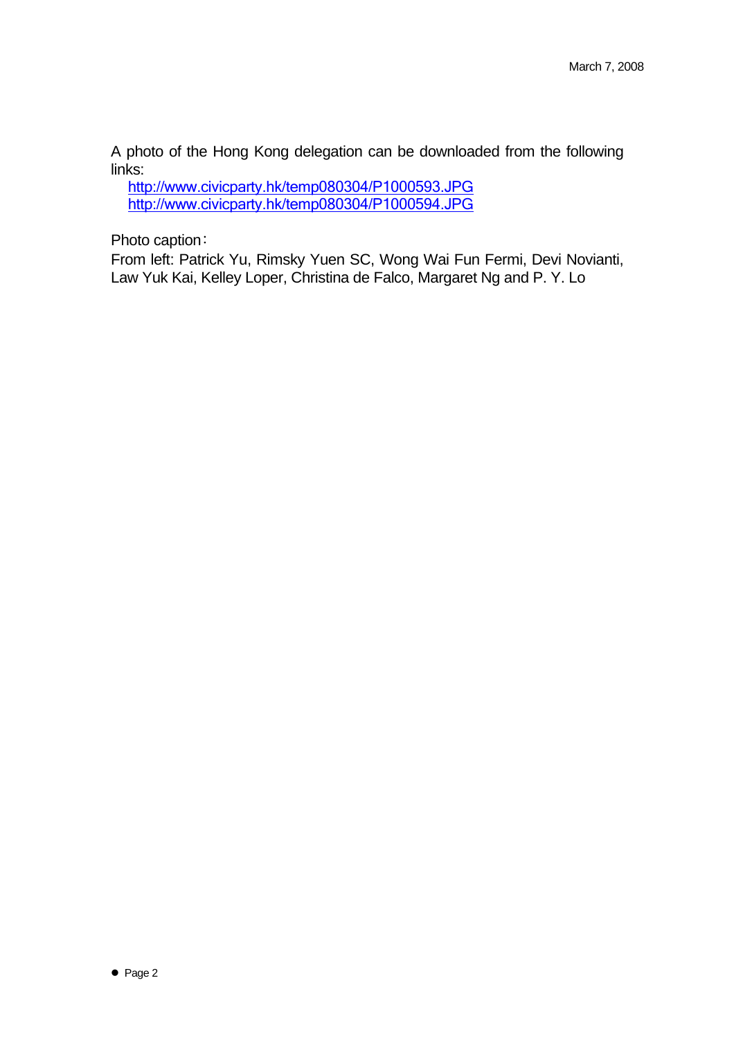March 7, 2008

A photo of the Hong Kong delegation can be downloaded from the following links:

http://www.civicparty.hk/temp080304/P1000593.JPG
http://www.civicparty.hk/temp080304/P1000594.JPG

Photo caption：
From left: Patrick Yu, Rimsky Yuen SC, Wong Wai Fun Fermi, Devi Novianti, Law Yuk Kai, Kelley Loper, Christina de Falco, Margaret Ng and P. Y. Lo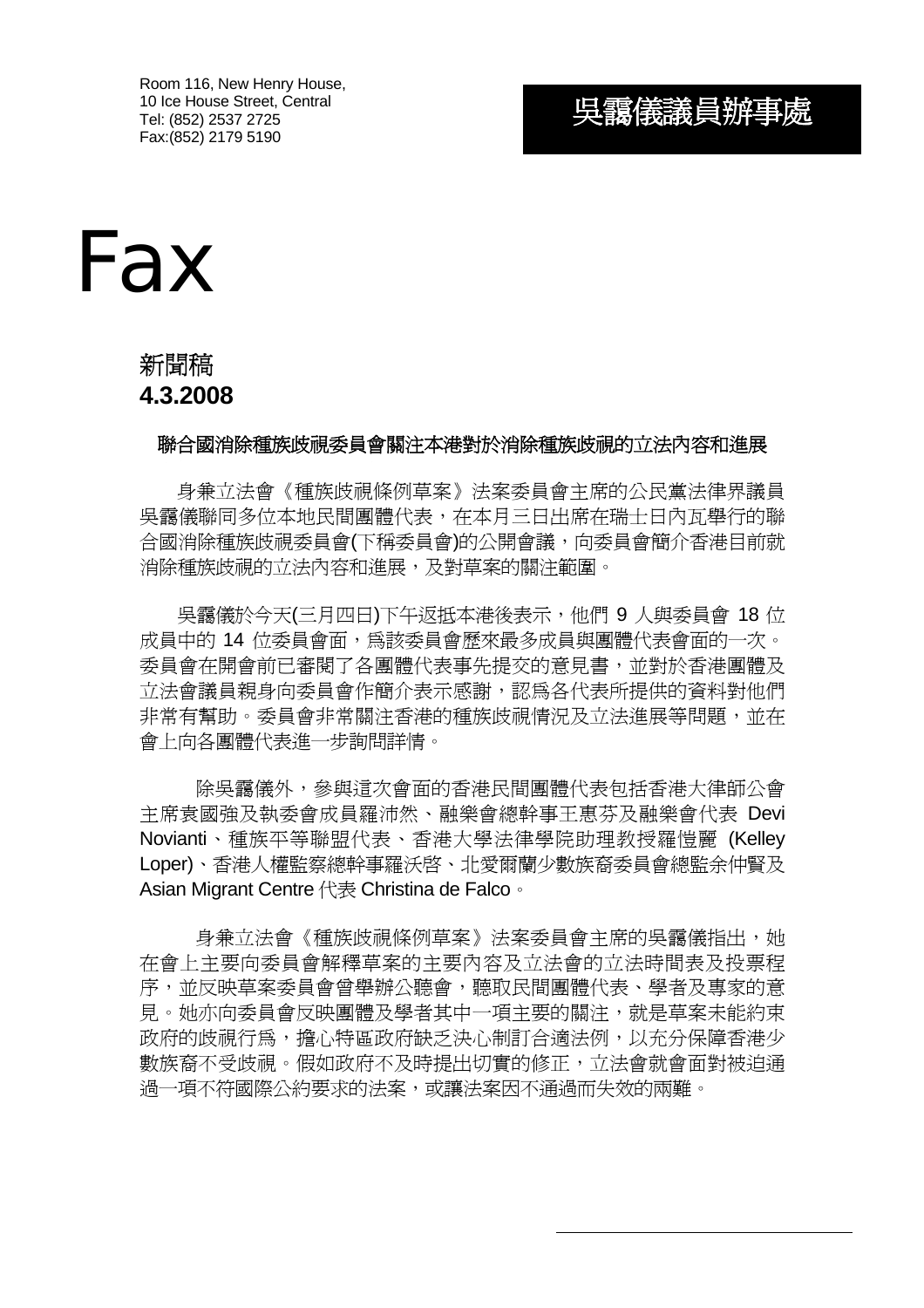Room 116, New Henry House,
10 Ice House Street, Central
Tel: (852) 2537 2725
Fax:(852) 2179 5190

**吳靄儀議員辦事處**

# Fax

新聞稿
**4.3.2008**

### 聯合國消除種族歧視委員會關注本港對於消除種族歧視的立法內容和進展

身兼立法會《種族歧視條例草案》法案委員會主席的公民黨法律界議員吳靄儀聯同多位本地民間團體代表，在本月三日出席在瑞士日內瓦舉行的聯合國消除種族歧視委員會(下稱委員會)的公開會議，向委員會簡介香港目前就消除種族歧視的立法內容和進展，及對草案的關注範圍。

吳靄儀於今天(三月四日)下午返抵本港後表示，他們 9 人與委員會 18 位成員中的 14 位委員會面，爲該委員會歷來最多成員與團體代表會面的一次。委員會在開會前已審閱了各團體代表事先提交的意見書，並對於香港團體及立法會議員親身向委員會作簡介表示感謝，認爲各代表所提供的資料對他們非常有幫助。委員會非常關注香港的種族歧視情況及立法進展等問題，並在會上向各團體代表進一步詢問詳情。

除吳靄儀外，參與這次會面的香港民間團體代表包括香港大律師公會主席袁國強及執委會成員羅沛然、融樂會總幹事王惠芬及融樂會代表 Devi Novianti、種族平等聯盟代表、香港大學法律學院助理教授羅愷麗 (Kelley Loper)、香港人權監察總幹事羅沃啓、北愛爾蘭少數族裔委員會總監余仲賢及 Asian Migrant Centre 代表 Christina de Falco。

身兼立法會《種族歧視條例草案》法案委員會主席的吳靄儀指出，她在會上主要向委員會解釋草案的主要內容及立法會的立法時間表及投票程序，並反映草案委員會曾舉辦公聽會，聽取民間團體代表、學者及專家的意見。她亦向委員會反映團體及學者其中一項主要的關注，就是草案未能約束政府的歧視行爲，擔心特區政府缺乏決心制訂合適法例，以充分保障香港少數族裔不受歧視。假如政府不及時提出切實的修正，立法會就會面對被迫通過一項不符國際公約要求的法案，或讓法案因不通過而失效的兩難。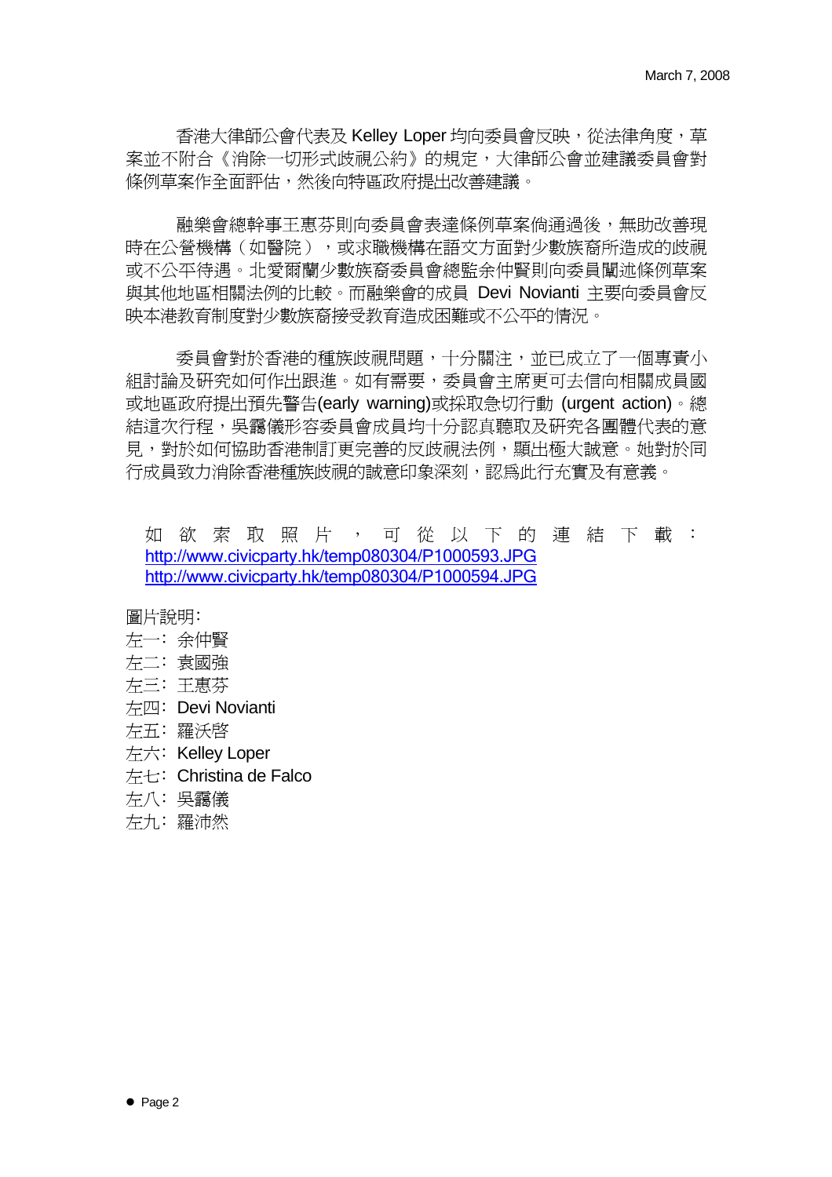香港大律師公會代表及 Kelley Loper 均向委員會反映，從法律角度，草案並不附合《消除一切形式歧視公約》的規定，大律師公會並建議委員會對條例草案作全面評估，然後向特區政府提出改善建議。

融樂會總幹事王惠芬則向委員會表達條例草案倘通過後，無助改善現時在公營機構（如醫院），或求職機構在語文方面對少數族裔所造成的歧視或不公平待遇。北愛爾蘭少數族裔委員會總監余仲賢則向委員闡述條例草案與其他地區相關法例的比較。而融樂會的成員 Devi Novianti 主要向委員會反映本港教育制度對少數族裔接受教育造成困難或不公平的情況。

委員會對於香港的種族歧視問題，十分關注，並已成立了一個專責小組討論及研究如何作出跟進。如有需要，委員會主席更可去信向相關成員國或地區政府提出預先警告(early warning)或採取急切行動 (urgent action)。總結這次行程，吳靄儀形容委員會成員均十分認真聽取及研究各團體代表的意見，對於如何協助香港制訂更完善的反歧視法例，顯出極大誠意。她對於同行成員致力消除香港種族歧視的誠意印象深刻，認為此行充實及有意義。

如欲索取照片，可從以下的連結下載：
http://www.civicparty.hk/temp080304/P1000593.JPG
http://www.civicparty.hk/temp080304/P1000594.JPG

圖片說明:
左一: 余仲賢
左二: 袁國強
左三: 王惠芬
左四: Devi Novianti
左五: 羅沃啓
左六: Kelley Loper
左七: Christina de Falco
左八: 吳靄儀
左九: 羅沛然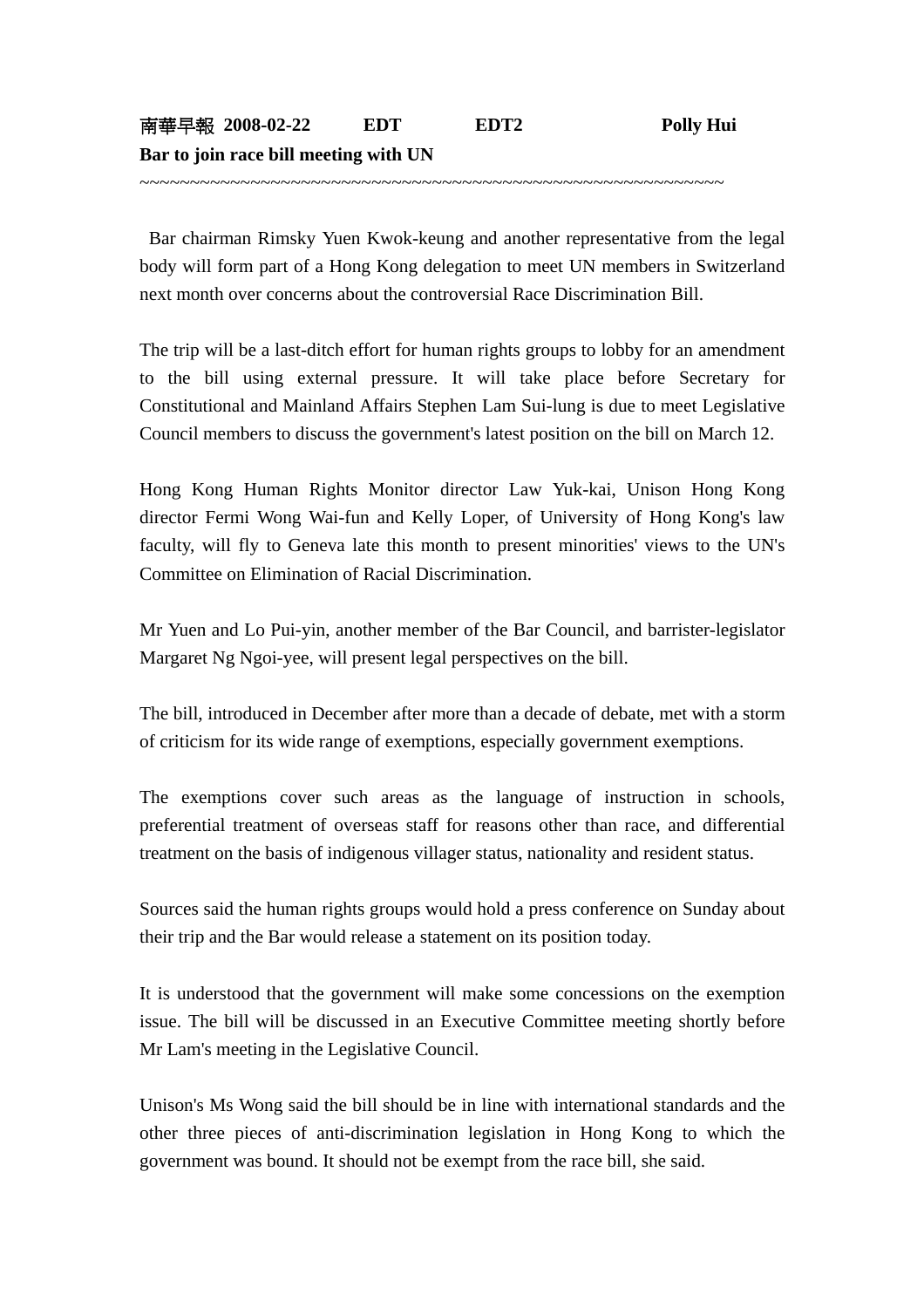**南華早報 2008-02-22 EDT EDT2 Polly Hui**

**Bar to join race bill meeting with UN**

~~~~~~~~~~~~~~~~~~~~~~~~~~~~~~~~~~~~~~~~~~~~~~~~~~~~~~~~~~~~~~~~~~~~~~~~~~

Bar chairman Rimsky Yuen Kwok-keung and another representative from the legal body will form part of a Hong Kong delegation to meet UN members in Switzerland next month over concerns about the controversial Race Discrimination Bill.

The trip will be a last-ditch effort for human rights groups to lobby for an amendment to the bill using external pressure. It will take place before Secretary for Constitutional and Mainland Affairs Stephen Lam Sui-lung is due to meet Legislative Council members to discuss the government's latest position on the bill on March 12.

Hong Kong Human Rights Monitor director Law Yuk-kai, Unison Hong Kong director Fermi Wong Wai-fun and Kelly Loper, of University of Hong Kong's law faculty, will fly to Geneva late this month to present minorities' views to the UN's Committee on Elimination of Racial Discrimination.

Mr Yuen and Lo Pui-yin, another member of the Bar Council, and barrister-legislator Margaret Ng Ngoi-yee, will present legal perspectives on the bill.

The bill, introduced in December after more than a decade of debate, met with a storm of criticism for its wide range of exemptions, especially government exemptions.

The exemptions cover such areas as the language of instruction in schools, preferential treatment of overseas staff for reasons other than race, and differential treatment on the basis of indigenous villager status, nationality and resident status.

Sources said the human rights groups would hold a press conference on Sunday about their trip and the Bar would release a statement on its position today.

It is understood that the government will make some concessions on the exemption issue. The bill will be discussed in an Executive Committee meeting shortly before Mr Lam's meeting in the Legislative Council.

Unison's Ms Wong said the bill should be in line with international standards and the other three pieces of anti-discrimination legislation in Hong Kong to which the government was bound. It should not be exempt from the race bill, she said.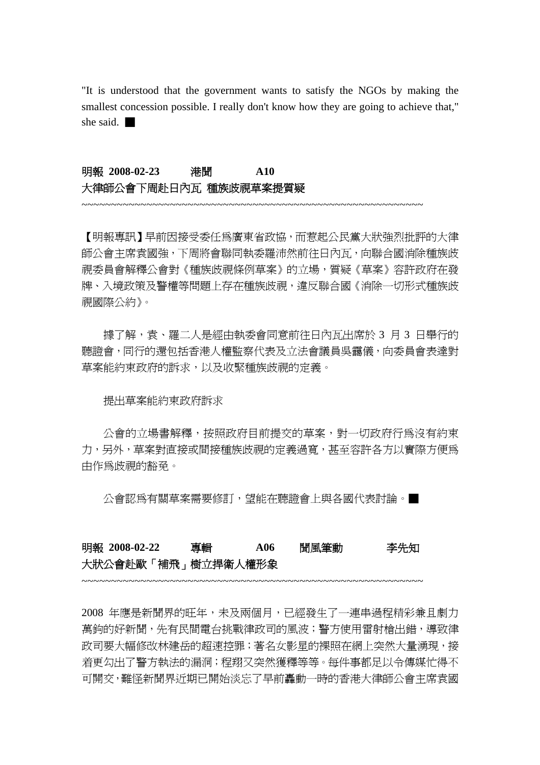"It is understood that the government wants to satisfy the NGOs by making the smallest concession possible. I really don't know how they are going to achieve that," she said. ■

**明報 2008-02-23 港聞 A10**

**大律師公會下周赴日內瓦 種族歧視草案提質疑**

~~~~~~~~~~~~~~~~~~~~~~~~~~~~~~~~~~~~~~~~~~~~~~~~~~~~~~~~~~~~~~~~

【明報專訊】早前因接受委任為廣東省政協，而惹起公民黨大狀強烈批評的大律師公會主席袁國強，下周將會聯同執委羅沛然前往日內瓦，向聯合國消除種族歧視委員會解釋公會對《種族歧視條例草案》的立場，質疑《草案》容許政府在發牌、入境政策及警權等問題上存在種族歧視，違反聯合國《消除一切形式種族歧視國際公約》。

據了解，袁、羅二人是經由執委會同意前往日內瓦出席於 3 月 3 日舉行的聽證會，同行的還包括香港人權監察代表及立法會議員吳靄儀，向委員會表達對草案能約束政府的訴求，以及收緊種族歧視的定義。

提出草案能約束政府訴求

公會的立場書解釋，按照政府目前提交的草案，對一切政府行為沒有約束力，另外，草案對直接或間接種族歧視的定義過寬，甚至容許各方以實際方便為由作為歧視的豁免。

公會認為有關草案需要修訂，望能在聽證會上與各國代表討論。■

**明報 2008-02-22 專輯 A06 聞風筆動 李先知**

**大狀公會赴歐「補飛」樹立捍衛人權形象**

~~~~~~~~~~~~~~~~~~~~~~~~~~~~~~~~~~~~~~~~~~~~~~~~~~~~~~~~~~~~~~~~

2008 年應是新聞界的旺年，未及兩個月，已經發生了一連串過程精彩兼且劇力萬鈞的好新聞，先有民間電台挑戰律政司的風波；警方使用雷射槍出錯，導致律政司要大幅修改林建岳的超速控罪；著名女影星的裸照在網上突然大量湧現，接着更勾出了警方執法的漏洞；程翔又突然獲釋等等。每件事都足以令傳媒忙得不可開交，難怪新聞界近期已開始淡忘了早前轟動一時的香港大律師公會主席袁國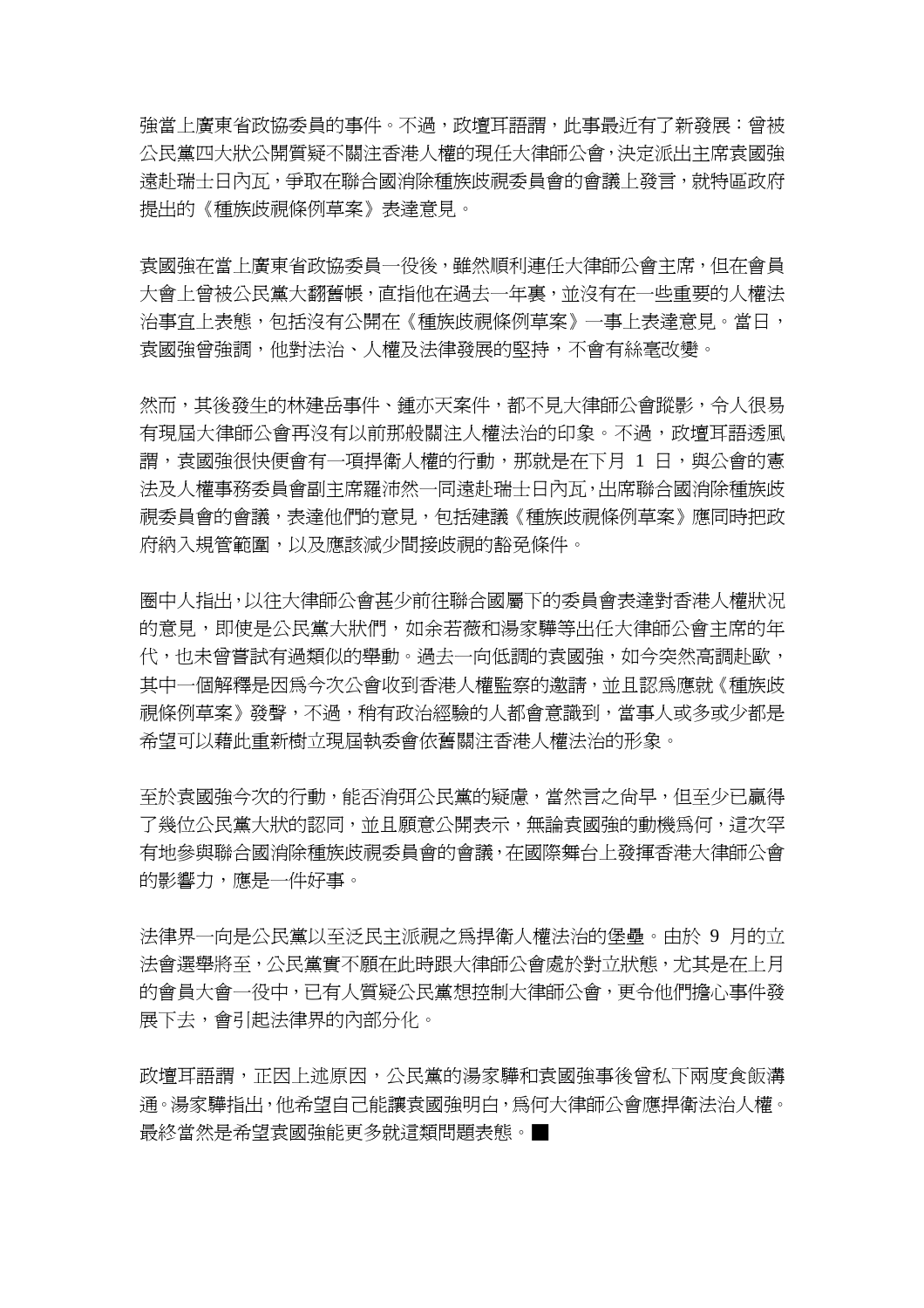強當上廣東省政協委員的事件。不過，政壇耳語謂，此事最近有了新發展：曾被公民黨四大狀公開質疑不關注香港人權的現任大律師公會，決定派出主席袁國強遠赴瑞士日內瓦，爭取在聯合國消除種族歧視委員會的會議上發言，就特區政府提出的《種族歧視條例草案》表達意見。

袁國強在當上廣東省政協委員一役後，雖然順利連任大律師公會主席，但在會員大會上曾被公民黨大翻舊帳，直指他在過去一年裏，並沒有在一些重要的人權法治事宜上表態，包括沒有公開在《種族歧視條例草案》一事上表達意見。當日，袁國強曾強調，他對法治、人權及法律發展的堅持，不會有絲毫改變。

然而，其後發生的林建岳事件、鍾亦天案件，都不見大律師公會蹤影，令人很易有現屆大律師公會再沒有以前那般關注人權法治的印象。不過，政壇耳語透風謂，袁國強很快便會有一項捍衛人權的行動，那就是在下月 1 日，與公會的憲法及人權事務委員會副主席羅沛然一同遠赴瑞士日內瓦，出席聯合國消除種族歧視委員會的會議，表達他們的意見，包括建議《種族歧視條例草案》應同時把政府納入規管範圍，以及應該減少間接歧視的豁免條件。

圈中人指出，以往大律師公會甚少前往聯合國屬下的委員會表達對香港人權狀況的意見，即使是公民黨大狀們，如余若薇和湯家驊等出任大律師公會主席的年代，也未曾嘗試有過類似的舉動。過去一向低調的袁國強，如今突然高調赴歐，其中一個解釋是因為今次公會收到香港人權監察的邀請，並且認為應就《種族歧視條例草案》發聲，不過，稍有政治經驗的人都會意識到，當事人或多或少都是希望可以藉此重新樹立現屆執委會依舊關注香港人權法治的形象。

至於袁國強今次的行動，能否消弭公民黨的疑慮，當然言之尚早，但至少已贏得了幾位公民黨大狀的認同，並且願意公開表示，無論袁國強的動機為何，這次罕有地參與聯合國消除種族歧視委員會的會議，在國際舞台上發揮香港大律師公會的影響力，應是一件好事。

法律界一向是公民黨以至泛民主派視之為捍衛人權法治的堡壘。由於 9 月的立法會選舉將至，公民黨實不願在此時跟大律師公會處於對立狀態，尤其是在上月的會員大會一役中，已有人質疑公民黨想控制大律師公會，更令他們擔心事件發展下去，會引起法律界的內部分化。

政壇耳語謂，正因上述原因，公民黨的湯家驊和袁國強事後曾私下兩度食飯溝通。湯家驊指出，他希望自己能讓袁國強明白，為何大律師公會應捍衛法治人權。最終當然是希望袁國強能更多就這類問題表態。■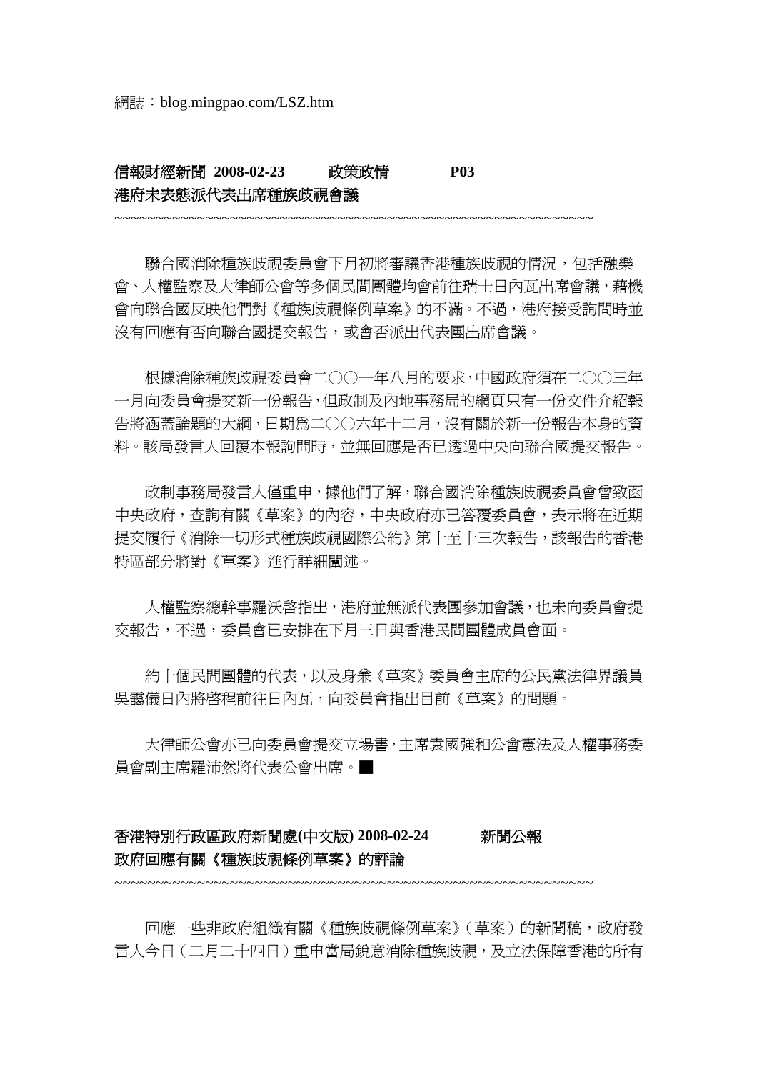網誌：blog.mingpao.com/LSZ.htm

**信報財經新聞 2008-02-23 政策政情 P03**
**港府未表態派代表出席種族歧視會議**

~~~~~~~~~~~~~~~~~~~~~~~~~~~~~~~~~~~~~~~~~~~~~~~~~~~~~~~~~~~~

**聯**合國消除種族歧視委員會下月初將審議香港種族歧視的情況，包括融樂會、人權監察及大律師公會等多個民間團體均會前往瑞士日內瓦出席會議，藉機會向聯合國反映他們對《種族歧視條例草案》的不滿。不過，港府接受詢問時並沒有回應有否向聯合國提交報告，或會否派出代表團出席會議。

根據消除種族歧視委員會二○○一年八月的要求，中國政府須在二○○三年一月向委員會提交新一份報告，但政制及內地事務局的網頁只有一份文件介紹報告將涵蓋論題的大綱，日期為二○○六年十二月，沒有關於新一份報告本身的資料。該局發言人回覆本報詢問時，並無回應是否已透過中央向聯合國提交報告。

政制事務局發言人僅重申，據他們了解，聯合國消除種族歧視委員會曾致函中央政府，查詢有關《草案》的內容，中央政府亦已答覆委員會，表示將在近期提交履行《消除一切形式種族歧視國際公約》第十至十三次報告，該報告的香港特區部分將對《草案》進行詳細闡述。

人權監察總幹事羅沃啓指出，港府並無派代表團參加會議，也未向委員會提交報告，不過，委員會已安排在下月三日與香港民間團體成員會面。

約十個民間團體的代表，以及身兼《草案》委員會主席的公民黨法律界議員吳靄儀日內將啓程前往日內瓦，向委員會指出目前《草案》的問題。

大律師公會亦已向委員會提交立場書，主席袁國強和公會憲法及人權事務委員會副主席羅沛然將代表公會出席。■

**香港特別行政區政府新聞處(中文版) 2008-02-24 新聞公報**
**政府回應有關《種族歧視條例草案》的評論**

~~~~~~~~~~~~~~~~~~~~~~~~~~~~~~~~~~~~~~~~~~~~~~~~~~~~~~~~~~~~

回應一些非政府組織有關《種族歧視條例草案》（草案）的新聞稿，政府發言人今日（二月二十四日）重申當局銳意消除種族歧視，及立法保障香港的所有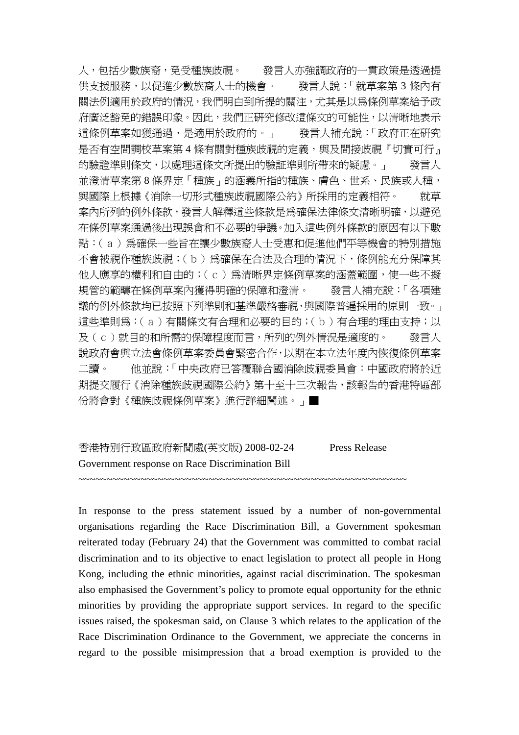人，包括少數族裔，免受種族歧視。　　發言人亦強調政府的一貫政策是透過提供支援服務，以促進少數族裔人士的機會。　　發言人說：「就草案第 3 條內有關法例適用於政府的情況，我們明白到所提的關注，尤其是以爲條例草案給予政府廣泛豁免的錯誤印象。因此，我們正研究修改這條文的可能性，以清晰地表示這條例草案如獲通過，是適用於政府的。」　　發言人補充說：「政府正在研究是否有空間調校草案第 4 條有關對種族歧視的定義，與及間接歧視『切實可行』的驗證準則條文，以處理這條文所提出的驗証準則所帶來的疑慮。」　　發言人並澄清草案第 8 條界定「種族」的涵義所指的種族、膚色、世系、民族或人種，與國際上根據《消除一切形式種族歧視國際公約》所採用的定義相符。　　就草案內所列的例外條款，發言人解釋這些條款是爲確保法律條文清晰明確，以避免在條例草案通過後出現誤會和不必要的爭議。加入這些例外條款的原因有以下數點：（ａ）爲確保一些旨在讓少數族裔人士受惠和促進他們平等機會的特別措施不會被視作種族歧視；（ｂ）爲確保在合法及合理的情況下，條例能充分保障其他人應享的權利和自由的；（ｃ）爲清晰界定條例草案的涵蓋範圍，使一些不擬規管的範疇在條例草案內獲得明確的保障和澄清。　　發言人補充說：「各項建議的例外條款均已按照下列準則和基準嚴格審視，與國際普遍採用的原則一致。」這些準則爲：（ａ）有關條文有合理和必要的目的；（ｂ）有合理的理由支持；以及（ｃ）就目的和所需的保障程度而言，所列的例外情況是適度的。　　發言人說政府會與立法會條例草案委員會緊密合作，以期在本立法年度內恢復條例草案二讀。　　他並說：「中央政府已答覆聯合國消除歧視委員會：中國政府將於近期提交履行《消除種族歧視國際公約》第十至十三次報告，該報告的香港特區部份將會對《種族歧視條例草案》進行詳細闡述。」■

香港特別行政區政府新聞處(英文版) 2008-02-24　　Press Release
Government response on Race Discrimination Bill
~~~~~~~~~~~~~~~~~~~~~~~~~~~~~~~~~~~~~~~~~~~~~~~~~~~~~~~~~~~~~~

In response to the press statement issued by a number of non-governmental organisations regarding the Race Discrimination Bill, a Government spokesman reiterated today (February 24) that the Government was committed to combat racial discrimination and to its objective to enact legislation to protect all people in Hong Kong, including the ethnic minorities, against racial discrimination. The spokesman also emphasised the Government's policy to promote equal opportunity for the ethnic minorities by providing the appropriate support services. In regard to the specific issues raised, the spokesman said, on Clause 3 which relates to the application of the Race Discrimination Ordinance to the Government, we appreciate the concerns in regard to the possible misimpression that a broad exemption is provided to the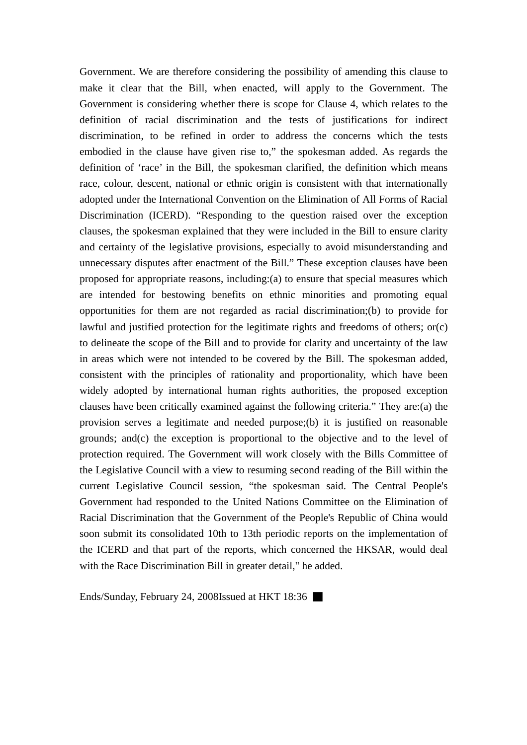Government. We are therefore considering the possibility of amending this clause to make it clear that the Bill, when enacted, will apply to the Government. The Government is considering whether there is scope for Clause 4, which relates to the definition of racial discrimination and the tests of justifications for indirect discrimination, to be refined in order to address the concerns which the tests embodied in the clause have given rise to," the spokesman added. As regards the definition of 'race' in the Bill, the spokesman clarified, the definition which means race, colour, descent, national or ethnic origin is consistent with that internationally adopted under the International Convention on the Elimination of All Forms of Racial Discrimination (ICERD). "Responding to the question raised over the exception clauses, the spokesman explained that they were included in the Bill to ensure clarity and certainty of the legislative provisions, especially to avoid misunderstanding and unnecessary disputes after enactment of the Bill." These exception clauses have been proposed for appropriate reasons, including:(a) to ensure that special measures which are intended for bestowing benefits on ethnic minorities and promoting equal opportunities for them are not regarded as racial discrimination;(b) to provide for lawful and justified protection for the legitimate rights and freedoms of others; or(c) to delineate the scope of the Bill and to provide for clarity and uncertainty of the law in areas which were not intended to be covered by the Bill. The spokesman added, consistent with the principles of rationality and proportionality, which have been widely adopted by international human rights authorities, the proposed exception clauses have been critically examined against the following criteria." They are:(a) the provision serves a legitimate and needed purpose;(b) it is justified on reasonable grounds; and(c) the exception is proportional to the objective and to the level of protection required. The Government will work closely with the Bills Committee of the Legislative Council with a view to resuming second reading of the Bill within the current Legislative Council session, "the spokesman said. The Central People's Government had responded to the United Nations Committee on the Elimination of Racial Discrimination that the Government of the People's Republic of China would soon submit its consolidated 10th to 13th periodic reports on the implementation of the ICERD and that part of the reports, which concerned the HKSAR, would deal with the Race Discrimination Bill in greater detail," he added.

Ends/Sunday, February 24, 2008Issued at HKT 18:36 ■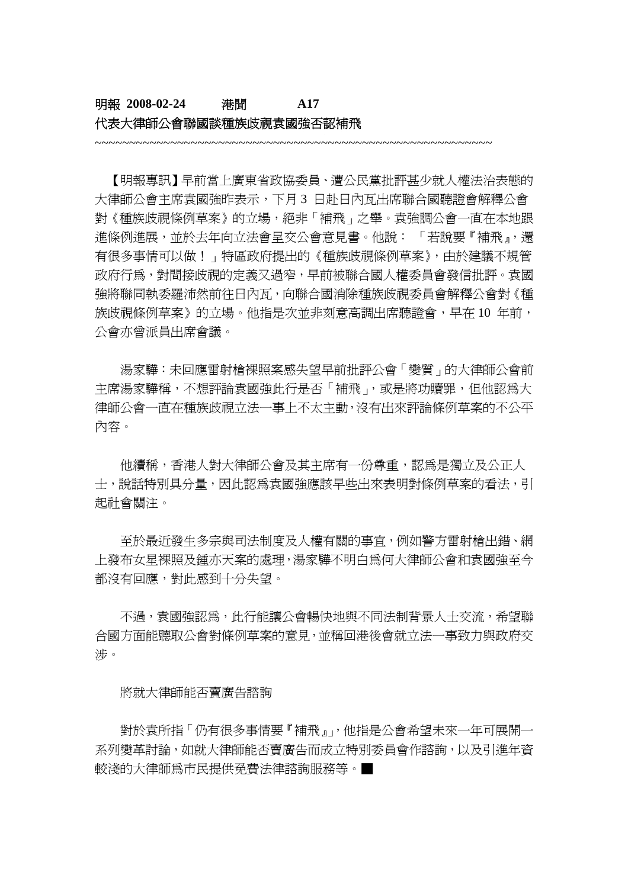**明報 2008-02-24　　港聞　　A17**

**代表大律師公會聯國談種族歧視袁國強否認補飛**

~~~~~~~~~~~~~~~~~~~~~~~~~~~~~~~~~~~~~~~~~~~~~~~~~~~~~~~~~~~~~~~~~~~~~~~~~~

【明報專訊】早前當上廣東省政協委員、遭公民黨批評甚少就人權法治表態的大律師公會主席袁國強昨表示，下月 3 日赴日內瓦出席聯合國聽證會解釋公會對《種族歧視條例草案》的立場，絕非「補飛」之舉。袁強調公會一直在本地跟進條例進展，並於去年向立法會呈交公會意見書。他說：「若說要『補飛』，還有很多事情可以做！」特區政府提出的《種族歧視條例草案》，由於建議不規管政府行為，對間接歧視的定義又過窄，早前被聯合國人權委員會發信批評。袁國強將聯同執委羅沛然前往日內瓦，向聯合國消除種族歧視委員會解釋公會對《種族歧視條例草案》的立場。他指是次並非刻意高調出席聽證會，早在 10 年前，公會亦曾派員出席會議。

湯家驊：未回應雷射槍裸照案感失望早前批評公會「變質」的大律師公會前主席湯家驊稱，不想評論袁國強此行是否「補飛」，或是將功贖罪，但他認為大律師公會一直在種族歧視立法一事上不太主動，沒有出來評論條例草案的不公平內容。

他續稱，香港人對大律師公會及其主席有一份尊重，認為是獨立及公正人士，說話特別具分量，因此認為袁國強應該早些出來表明對條例草案的看法，引起社會關注。

至於最近發生多宗與司法制度及人權有關的事宜，例如警方雷射槍出錯、網上發布女星裸照及鍾亦天案的處理，湯家驊不明白為何大律師公會和袁國強至今都沒有回應，對此感到十分失望。

不過，袁國強認為，此行能讓公會暢快地與不同法制背景人士交流，希望聯合國方面能聽取公會對條例草案的意見，並稱回港後會就立法一事致力與政府交涉。

將就大律師能否賣廣告諮詢

對於袁所指「仍有很多事情要『補飛』」，他指是公會希望未來一年可展開一系列變革討論，如就大律師能否賣廣告而成立特別委員會作諮詢，以及引進年資較淺的大律師為市民提供免費法律諮詢服務等。■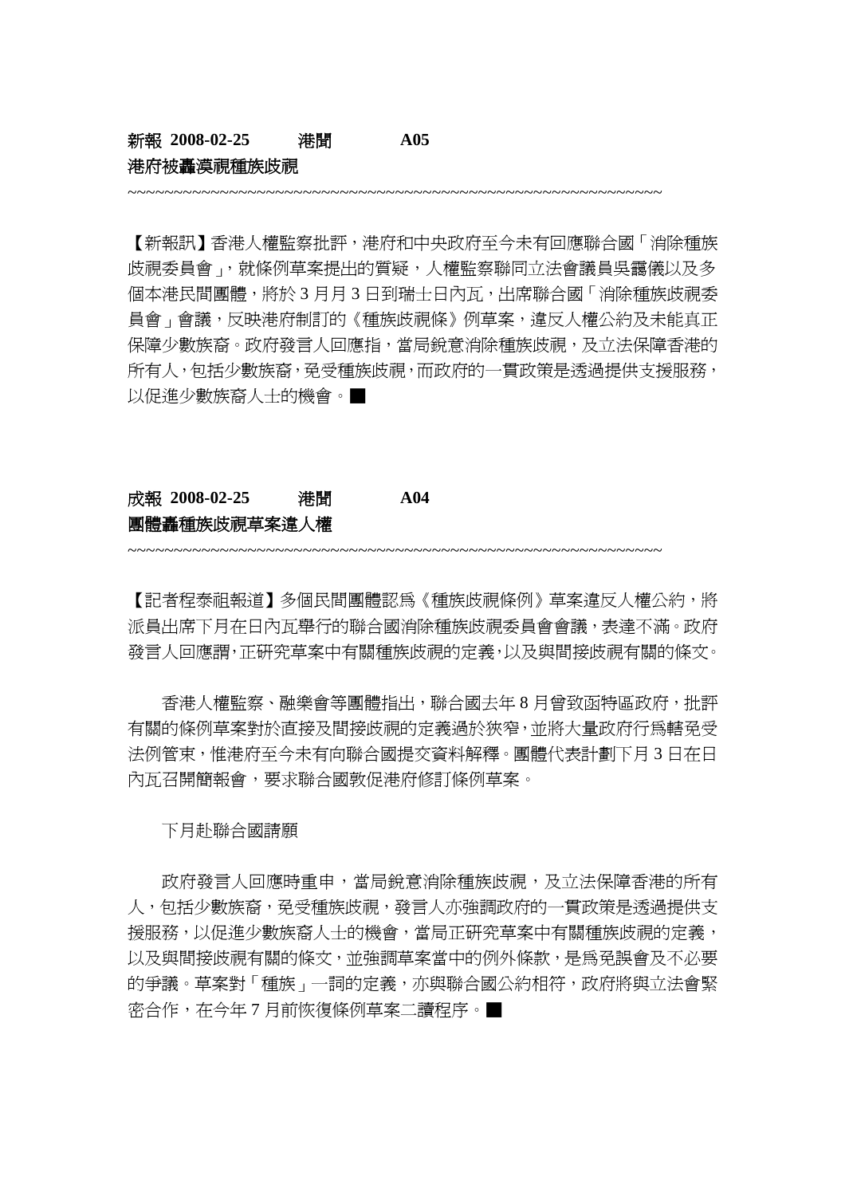**新報 2008-02-25 港聞 A05**

**港府被轟漠視種族歧視**

~~~~~~~~~~~~~~~~~~~~~~~~~~~~~~~~~~~~~~~~~~~~~~~~~~~~~~~~~~~~~~~~

【新報訊】香港人權監察批評，港府和中央政府至今未有回應聯合國「消除種族歧視委員會」，就條例草案提出的質疑，人權監察聯同立法會議員吳靄儀以及多個本港民間團體，將於 3 月月 3 日到瑞士日內瓦，出席聯合國「消除種族歧視委員會」會議，反映港府制訂的《種族歧視條》例草案，違反人權公約及未能真正保障少數族裔。政府發言人回應指，當局銳意消除種族歧視，及立法保障香港的所有人，包括少數族裔，免受種族歧視，而政府的一貫政策是透過提供支援服務，以促進少數族裔人士的機會。■

**成報 2008-02-25 港聞 A04**

**團體轟種族歧視草案違人權**

~~~~~~~~~~~~~~~~~~~~~~~~~~~~~~~~~~~~~~~~~~~~~~~~~~~~~~~~~~~~~~~~

【記者程泰祖報道】多個民間團體認爲《種族歧視條例》草案違反人權公約，將派員出席下月在日內瓦舉行的聯合國消除種族歧視委員會會議，表達不滿。政府發言人回應謂，正研究草案中有關種族歧視的定義，以及與間接歧視有關的條文。

香港人權監察、融樂會等團體指出，聯合國去年 8 月曾致函特區政府，批評有關的條例草案對於直接及間接歧視的定義過於狹窄，並將大量政府行爲轄免受法例管束，惟港府至今未有向聯合國提交資料解釋。團體代表計劃下月 3 日在日內瓦召開簡報會，要求聯合國敦促港府修訂條例草案。

下月赴聯合國請願

政府發言人回應時重申，當局銳意消除種族歧視，及立法保障香港的所有人，包括少數族裔，免受種族歧視，發言人亦強調政府的一貫政策是透過提供支援服務，以促進少數族裔人士的機會，當局正研究草案中有關種族歧視的定義，以及與間接歧視有關的條文，並強調草案當中的例外條款，是爲免誤會及不必要的爭議。草案對「種族」一詞的定義，亦與聯合國公約相符，政府將與立法會緊密合作，在今年 7 月前恢復條例草案二讀程序。■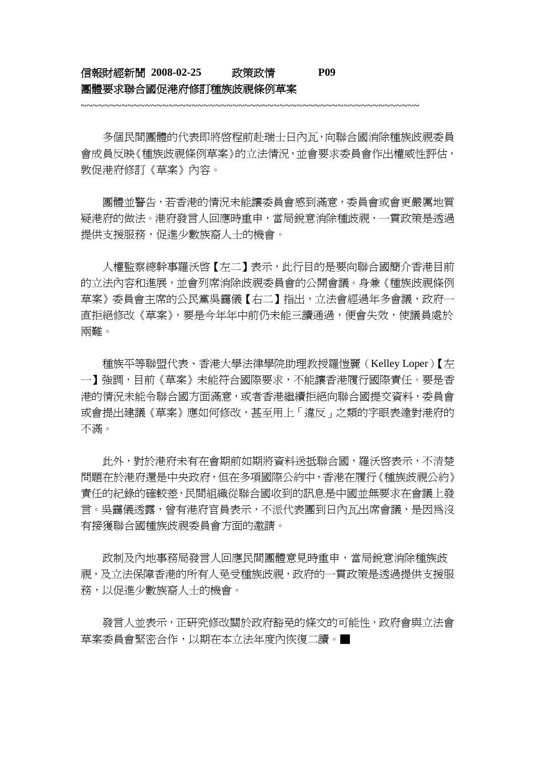**信報財經新聞 2008-02-25　　政策政情　　P09**

**團體要求聯合國促港府修訂種族歧視條例草案**

~~~~~~~~~~~~~~~~~~~~~~~~~~~~~~~~~~~~~~~~~~~~~~~~~~~~~~~~~~~~~~~~~~~~

多個民間團體的代表即將啓程前赴瑞士日內瓦，向聯合國消除種族歧視委員會成員反映《種族歧視條例草案》的立法情況，並會要求委員會作出權威性評估，敦促港府修訂《草案》內容。

團體並警告，若香港的情況未能讓委員會感到滿意，委員會或會更嚴厲地質疑港府的做法。港府發言人回應時重申，當局銳意消除種歧視，一貫政策是透過提供支援服務，促進少數族裔人士的機會。

人權監察總幹事羅沃啓【左二】表示，此行目的是要向聯合國簡介香港目前的立法內容和進展，並會列席消除歧視委員會的公開會議。身兼《種族歧視條例草案》委員會主席的公民黨吳靄儀【右二】指出，立法會經過年多會議，政府一直拒絕修改《草案》，要是今年年中前仍未能三讀通過，便會失效，使議員處於兩難。

種族平等聯盟代表、香港大學法律學院助理教授羅愷麗（Kelley Loper）【左一】強調，目前《草案》未能符合國際要求，不能讓香港履行國際責任。要是香港的情況未能令聯合國方面滿意，或者香港繼續拒絕向聯合國提交資料，委員會或會提出建議《草案》應如何修改，甚至用上「違反」之類的字眼表達對港府的不滿。

此外，對於港府未有在會期前如期將資料送抵聯合國，羅沃啓表示，不清楚問題在於港府還是中央政府，但在多項國際公約中，香港在履行《種族歧視公約》責任的紀錄的確較差，民間組織從聯合國收到的訊息是中國並無要求在會議上發言。吳靄儀透露，曾有港府官員表示，不派代表團到日內瓦出席會議，是因為沒有接獲聯合國種族歧視委員會方面的邀請。

政制及內地事務局發言人回應民間團體意見時重申，當局銳意消除種族歧視，及立法保障香港的所有人免受種族歧視，政府的一貫政策是透過提供支援服務，以促進少數族裔人士的機會。

發言人並表示，正研究修改關於政府豁免的條文的可能性，政府會與立法會草案委員會緊密合作，以期在本立法年度內恢復二讀。■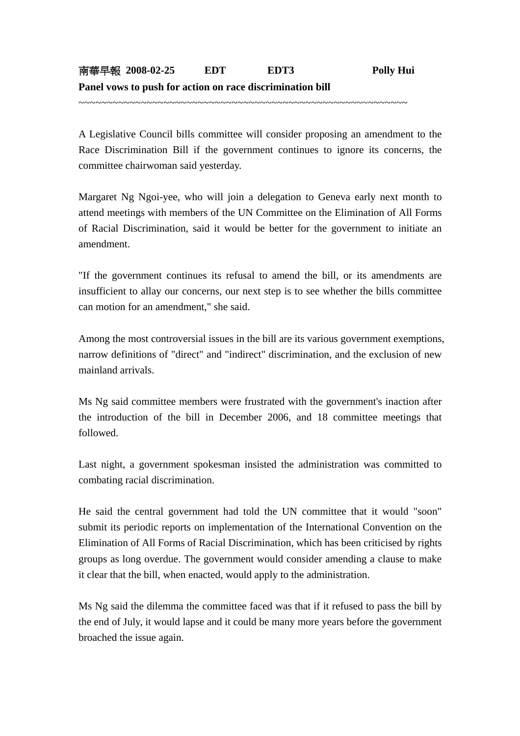**南華早報 2008-02-25 EDT EDT3 Polly Hui**

**Panel vows to push for action on race discrimination bill**

~~~~~~~~~~~~~~~~~~~~~~~~~~~~~~~~~~~~~~~~~~~~~~~~~~~~~~~~~~~

A Legislative Council bills committee will consider proposing an amendment to the Race Discrimination Bill if the government continues to ignore its concerns, the committee chairwoman said yesterday.

Margaret Ng Ngoi-yee, who will join a delegation to Geneva early next month to attend meetings with members of the UN Committee on the Elimination of All Forms of Racial Discrimination, said it would be better for the government to initiate an amendment.

"If the government continues its refusal to amend the bill, or its amendments are insufficient to allay our concerns, our next step is to see whether the bills committee can motion for an amendment," she said.

Among the most controversial issues in the bill are its various government exemptions, narrow definitions of "direct" and "indirect" discrimination, and the exclusion of new mainland arrivals.

Ms Ng said committee members were frustrated with the government's inaction after the introduction of the bill in December 2006, and 18 committee meetings that followed.

Last night, a government spokesman insisted the administration was committed to combating racial discrimination.

He said the central government had told the UN committee that it would "soon" submit its periodic reports on implementation of the International Convention on the Elimination of All Forms of Racial Discrimination, which has been criticised by rights groups as long overdue. The government would consider amending a clause to make it clear that the bill, when enacted, would apply to the administration.

Ms Ng said the dilemma the committee faced was that if it refused to pass the bill by the end of July, it would lapse and it could be many more years before the government broached the issue again.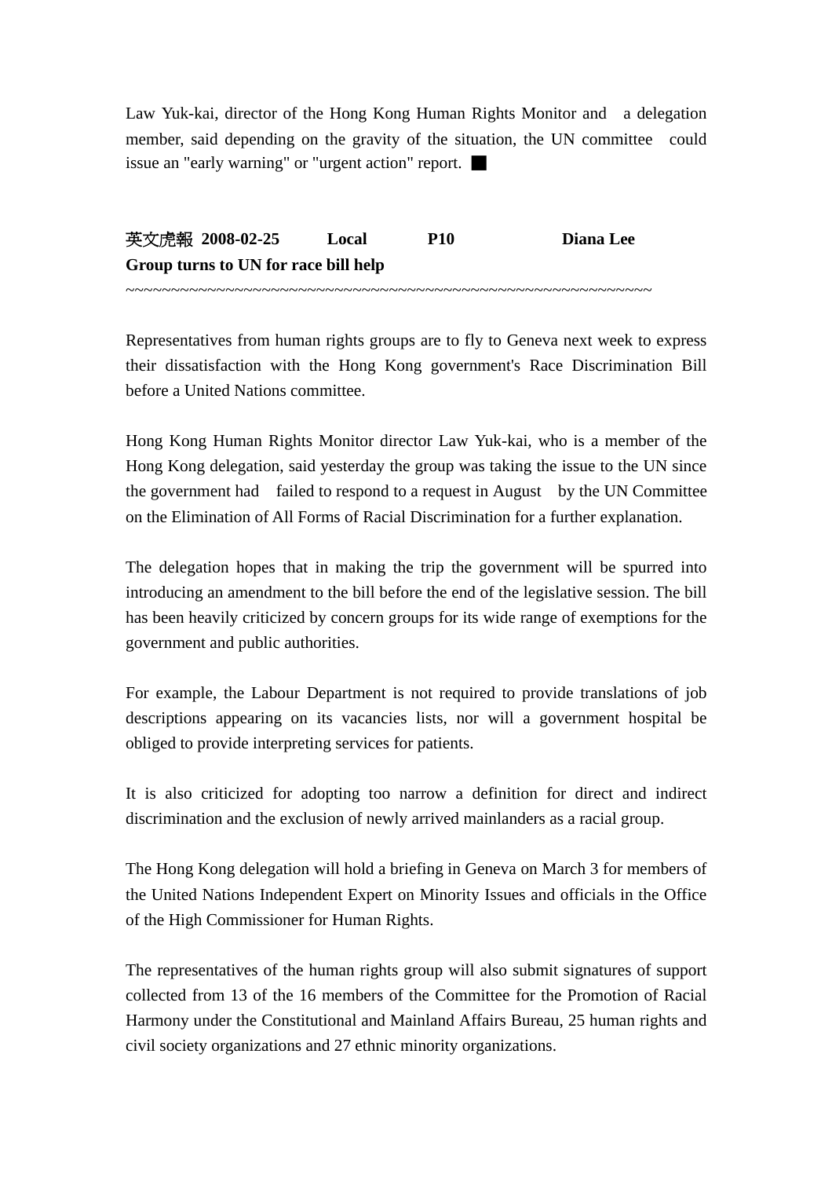Law Yuk-kai, director of the Hong Kong Human Rights Monitor and a delegation member, said depending on the gravity of the situation, the UN committee could issue an "early warning" or "urgent action" report. ■

**英文虎報 2008-02-25 Local P10 Diana Lee**
**Group turns to UN for race bill help**

~~~~~~~~~~~~~~~~~~~~~~~~~~~~~~~~~~~~~~~~~~~~~~~~~~~~~~~~~~~~

Representatives from human rights groups are to fly to Geneva next week to express their dissatisfaction with the Hong Kong government's Race Discrimination Bill before a United Nations committee.

Hong Kong Human Rights Monitor director Law Yuk-kai, who is a member of the Hong Kong delegation, said yesterday the group was taking the issue to the UN since the government had failed to respond to a request in August by the UN Committee on the Elimination of All Forms of Racial Discrimination for a further explanation.

The delegation hopes that in making the trip the government will be spurred into introducing an amendment to the bill before the end of the legislative session. The bill has been heavily criticized by concern groups for its wide range of exemptions for the government and public authorities.

For example, the Labour Department is not required to provide translations of job descriptions appearing on its vacancies lists, nor will a government hospital be obliged to provide interpreting services for patients.

It is also criticized for adopting too narrow a definition for direct and indirect discrimination and the exclusion of newly arrived mainlanders as a racial group.

The Hong Kong delegation will hold a briefing in Geneva on March 3 for members of the United Nations Independent Expert on Minority Issues and officials in the Office of the High Commissioner for Human Rights.

The representatives of the human rights group will also submit signatures of support collected from 13 of the 16 members of the Committee for the Promotion of Racial Harmony under the Constitutional and Mainland Affairs Bureau, 25 human rights and civil society organizations and 27 ethnic minority organizations.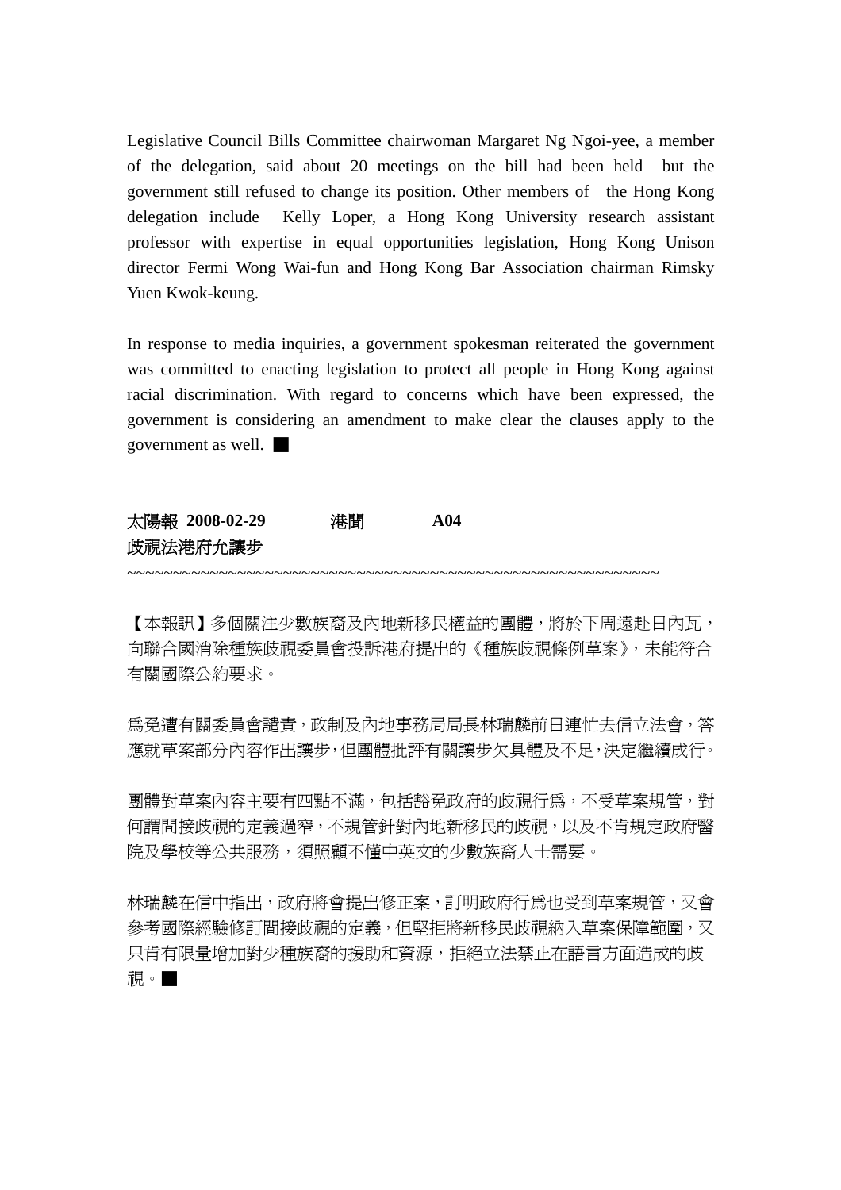Legislative Council Bills Committee chairwoman Margaret Ng Ngoi-yee, a member of the delegation, said about 20 meetings on the bill had been held but the government still refused to change its position. Other members of the Hong Kong delegation include Kelly Loper, a Hong Kong University research assistant professor with expertise in equal opportunities legislation, Hong Kong Unison director Fermi Wong Wai-fun and Hong Kong Bar Association chairman Rimsky Yuen Kwok-keung.

In response to media inquiries, a government spokesman reiterated the government was committed to enacting legislation to protect all people in Hong Kong against racial discrimination. With regard to concerns which have been expressed, the government is considering an amendment to make clear the clauses apply to the government as well. ■

**太陽報 2008-02-29　　港聞　　A04**
**歧視法港府允讓步**

~~~~~~~~~~~~~~~~~~~~~~~~~~~~~~~~~~~~~~~~~~~~~~~~~~~~~~~~~~~~~~~~~~

【本報訊】多個關注少數族裔及內地新移民權益的團體，將於下周遠赴日內瓦，向聯合國消除種族歧視委員會投訴港府提出的《種族歧視條例草案》，未能符合有關國際公約要求。

為免遭有關委員會譴責，政制及內地事務局局長林瑞麟前日連忙去信立法會，答應就草案部分內容作出讓步，但團體批評有關讓步欠具體及不足，決定繼續成行。

團體對草案內容主要有四點不滿，包括豁免政府的歧視行為，不受草案規管，對何謂間接歧視的定義過窄，不規管針對內地新移民的歧視，以及不肯規定政府醫院及學校等公共服務，須照顧不懂中英文的少數族裔人士需要。

林瑞麟在信中指出，政府將會提出修正案，訂明政府行為也受到草案規管，又會參考國際經驗修訂間接歧視的定義，但堅拒將新移民歧視納入草案保障範圍，又只肯有限量增加對少種族裔的援助和資源，拒絕立法禁止在語言方面造成的歧視。■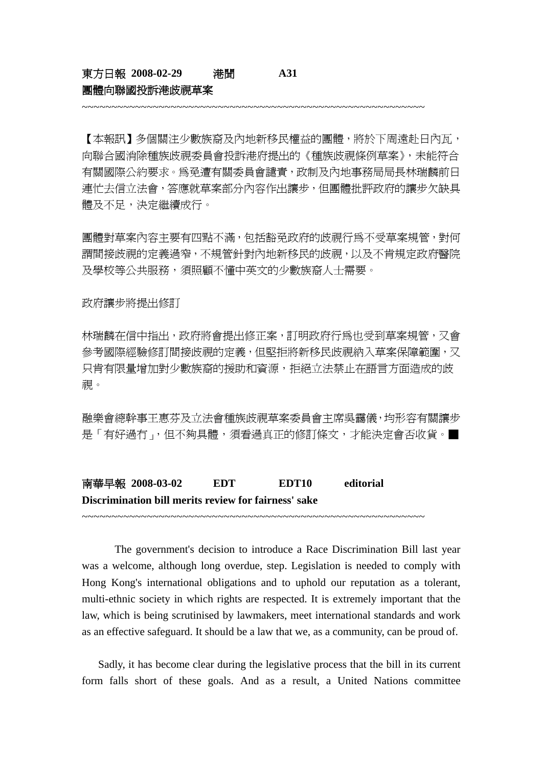**東方日報 2008-02-29　　港聞　　A31**

**團體向聯國投訴港歧視草案**

~~~~~~~~~~~~~~~~~~~~~~~~~~~~~~~~~~~~~~~~~~~~~~~~~~~~~~~~~~~~~~~~

【本報訊】多個關注少數族裔及內地新移民權益的團體，將於下周遠赴日內瓦，向聯合國消除種族歧視委員會投訴港府提出的《種族歧視條例草案》，未能符合有關國際公約要求。為免遭有關委員會譴責，政制及內地事務局局長林瑞麟前日連忙去信立法會，答應就草案部分內容作出讓步，但團體批評政府的讓步欠缺具體及不足，決定繼續成行。

團體對草案內容主要有四點不滿，包括豁免政府的歧視行為不受草案規管，對何謂間接歧視的定義過窄，不規管針對內地新移民的歧視，以及不肯規定政府醫院及學校等公共服務，須照顧不懂中英文的少數族裔人士需要。

政府讓步將提出修訂

林瑞麟在信中指出，政府將會提出修正案，訂明政府行為也受到草案規管，又會參考國際經驗修訂間接歧視的定義，但堅拒將新移民歧視納入草案保障範圍，又只肯有限量增加對少數族裔的援助和資源，拒絕立法禁止在語言方面造成的歧視。

融樂會總幹事王惠芬及立法會種族歧視草案委員會主席吳靄儀，均形容有關讓步是「有好過冇」，但不夠具體，須看過真正的修訂條文，才能決定會否收貨。■

**南華早報 2008-03-02　　EDT　　EDT10　　editorial**

**Discrimination bill merits review for fairness' sake**

~~~~~~~~~~~~~~~~~~~~~~~~~~~~~~~~~~~~~~~~~~~~~~~~~~~~~~~~~~~~~~~~

The government's decision to introduce a Race Discrimination Bill last year was a welcome, although long overdue, step. Legislation is needed to comply with Hong Kong's international obligations and to uphold our reputation as a tolerant, multi-ethnic society in which rights are respected. It is extremely important that the law, which is being scrutinised by lawmakers, meet international standards and work as an effective safeguard. It should be a law that we, as a community, can be proud of.

Sadly, it has become clear during the legislative process that the bill in its current form falls short of these goals. And as a result, a United Nations committee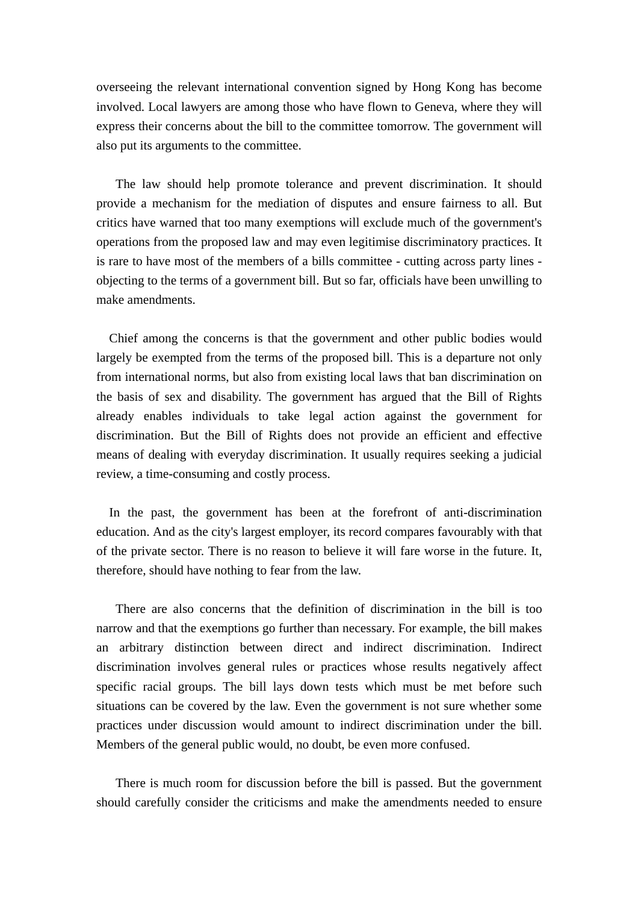overseeing the relevant international convention signed by Hong Kong has become involved. Local lawyers are among those who have flown to Geneva, where they will express their concerns about the bill to the committee tomorrow. The government will also put its arguments to the committee.

The law should help promote tolerance and prevent discrimination. It should provide a mechanism for the mediation of disputes and ensure fairness to all. But critics have warned that too many exemptions will exclude much of the government's operations from the proposed law and may even legitimise discriminatory practices. It is rare to have most of the members of a bills committee - cutting across party lines - objecting to the terms of a government bill. But so far, officials have been unwilling to make amendments.

Chief among the concerns is that the government and other public bodies would largely be exempted from the terms of the proposed bill. This is a departure not only from international norms, but also from existing local laws that ban discrimination on the basis of sex and disability. The government has argued that the Bill of Rights already enables individuals to take legal action against the government for discrimination. But the Bill of Rights does not provide an efficient and effective means of dealing with everyday discrimination. It usually requires seeking a judicial review, a time-consuming and costly process.

In the past, the government has been at the forefront of anti-discrimination education. And as the city's largest employer, its record compares favourably with that of the private sector. There is no reason to believe it will fare worse in the future. It, therefore, should have nothing to fear from the law.

There are also concerns that the definition of discrimination in the bill is too narrow and that the exemptions go further than necessary. For example, the bill makes an arbitrary distinction between direct and indirect discrimination. Indirect discrimination involves general rules or practices whose results negatively affect specific racial groups. The bill lays down tests which must be met before such situations can be covered by the law. Even the government is not sure whether some practices under discussion would amount to indirect discrimination under the bill. Members of the general public would, no doubt, be even more confused.

There is much room for discussion before the bill is passed. But the government should carefully consider the criticisms and make the amendments needed to ensure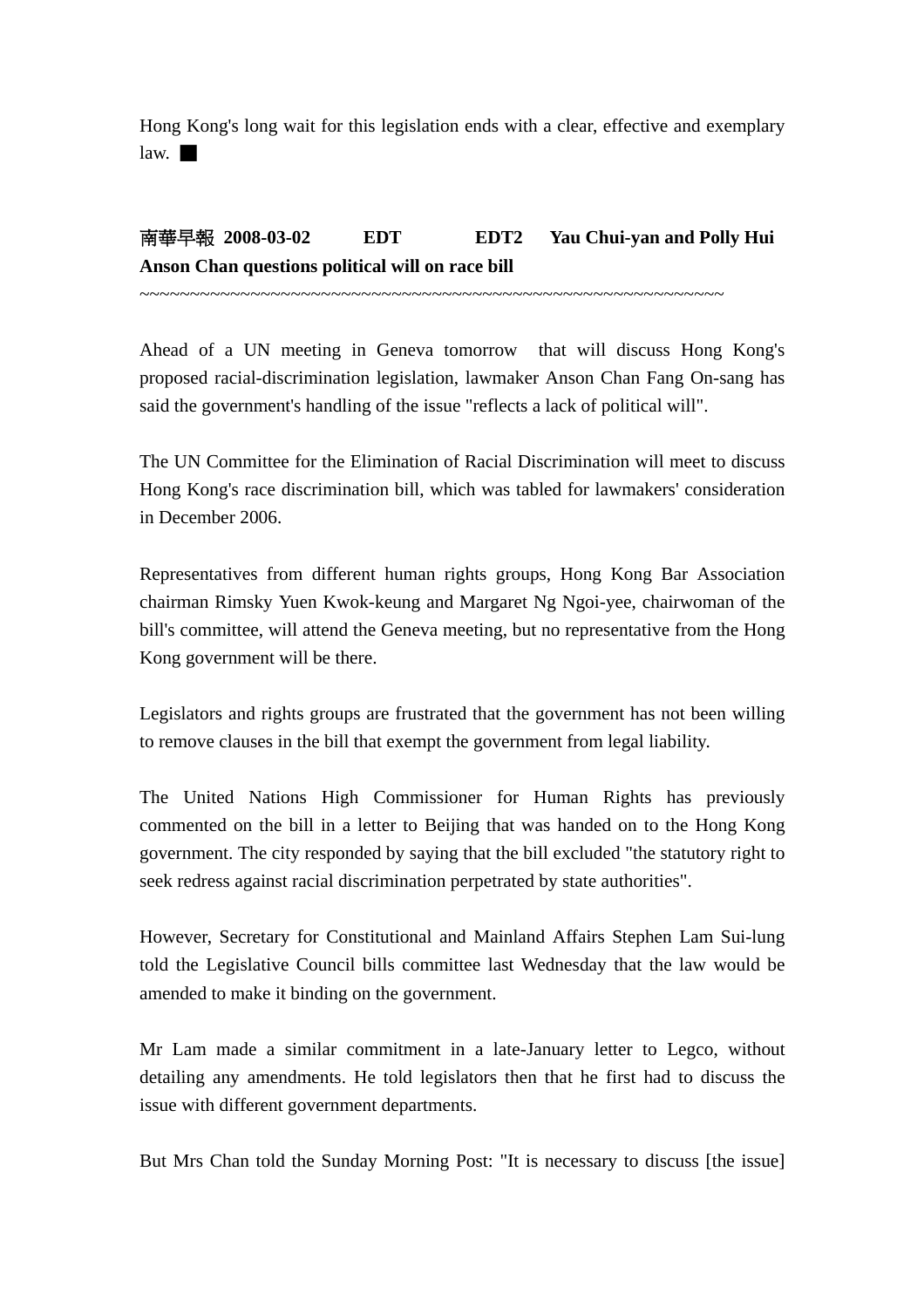Hong Kong's long wait for this legislation ends with a clear, effective and exemplary law. ■

**南華早報 2008-03-02 EDT EDT2 Yau Chui-yan and Polly Hui**
**Anson Chan questions political will on race bill**

~~~~~~~~~~~~~~~~~~~~~~~~~~~~~~~~~~~~~~~~~~~~~~~~~~~~~~~~~~

Ahead of a UN meeting in Geneva tomorrow that will discuss Hong Kong's proposed racial-discrimination legislation, lawmaker Anson Chan Fang On-sang has said the government's handling of the issue "reflects a lack of political will".

The UN Committee for the Elimination of Racial Discrimination will meet to discuss Hong Kong's race discrimination bill, which was tabled for lawmakers' consideration in December 2006.

Representatives from different human rights groups, Hong Kong Bar Association chairman Rimsky Yuen Kwok-keung and Margaret Ng Ngoi-yee, chairwoman of the bill's committee, will attend the Geneva meeting, but no representative from the Hong Kong government will be there.

Legislators and rights groups are frustrated that the government has not been willing to remove clauses in the bill that exempt the government from legal liability.

The United Nations High Commissioner for Human Rights has previously commented on the bill in a letter to Beijing that was handed on to the Hong Kong government. The city responded by saying that the bill excluded "the statutory right to seek redress against racial discrimination perpetrated by state authorities".

However, Secretary for Constitutional and Mainland Affairs Stephen Lam Sui-lung told the Legislative Council bills committee last Wednesday that the law would be amended to make it binding on the government.

Mr Lam made a similar commitment in a late-January letter to Legco, without detailing any amendments. He told legislators then that he first had to discuss the issue with different government departments.

But Mrs Chan told the Sunday Morning Post: "It is necessary to discuss [the issue]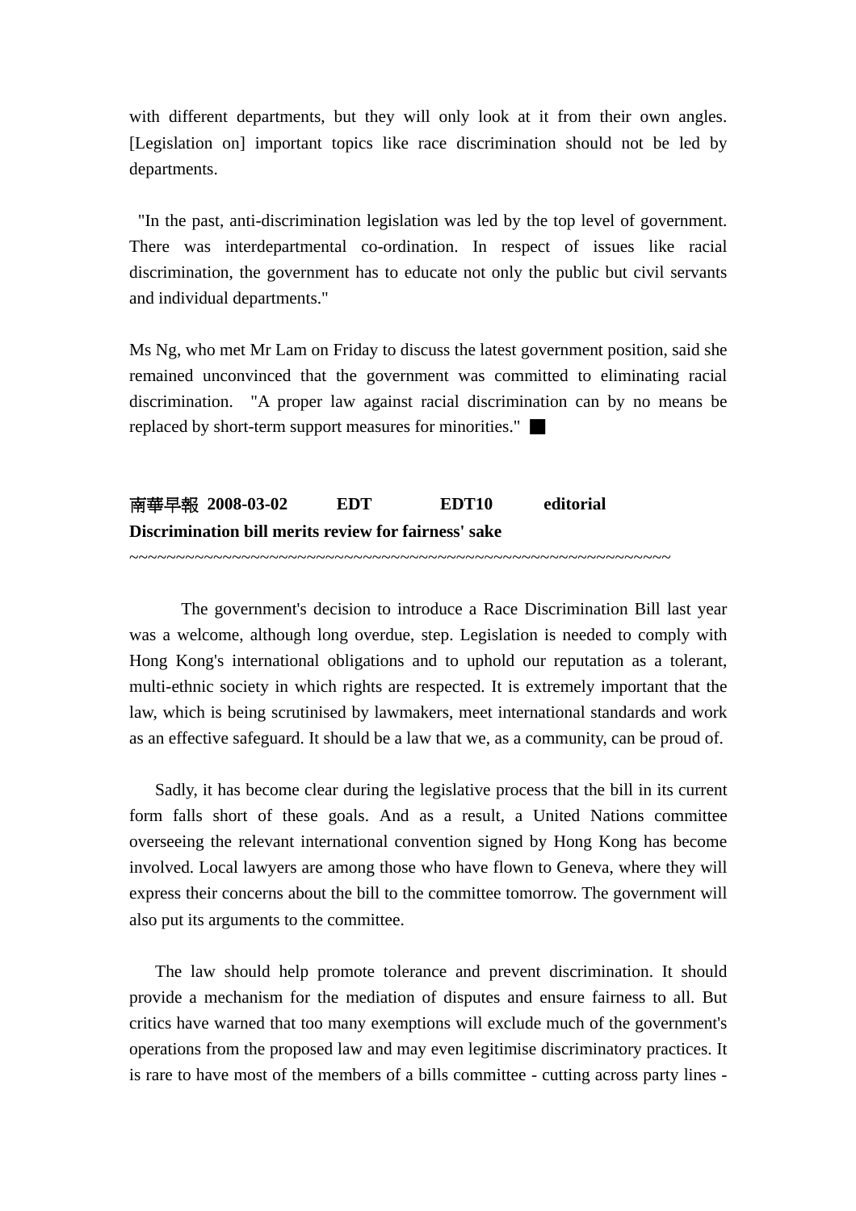with different departments, but they will only look at it from their own angles. [Legislation on] important topics like race discrimination should not be led by departments.

"In the past, anti-discrimination legislation was led by the top level of government. There was interdepartmental co-ordination. In respect of issues like racial discrimination, the government has to educate not only the public but civil servants and individual departments."

Ms Ng, who met Mr Lam on Friday to discuss the latest government position, said she remained unconvinced that the government was committed to eliminating racial discrimination. "A proper law against racial discrimination can by no means be replaced by short-term support measures for minorities." ■

**南華早報 2008-03-02 EDT EDT10 editorial**
**Discrimination bill merits review for fairness' sake**
~~~~~~~~~~~~~~~~~~~~~~~~~~~~~~~~~~~~~~~~~~~~~~~~~~~~~~~~~~~~~~~

The government's decision to introduce a Race Discrimination Bill last year was a welcome, although long overdue, step. Legislation is needed to comply with Hong Kong's international obligations and to uphold our reputation as a tolerant, multi-ethnic society in which rights are respected. It is extremely important that the law, which is being scrutinised by lawmakers, meet international standards and work as an effective safeguard. It should be a law that we, as a community, can be proud of.

Sadly, it has become clear during the legislative process that the bill in its current form falls short of these goals. And as a result, a United Nations committee overseeing the relevant international convention signed by Hong Kong has become involved. Local lawyers are among those who have flown to Geneva, where they will express their concerns about the bill to the committee tomorrow. The government will also put its arguments to the committee.

The law should help promote tolerance and prevent discrimination. It should provide a mechanism for the mediation of disputes and ensure fairness to all. But critics have warned that too many exemptions will exclude much of the government's operations from the proposed law and may even legitimise discriminatory practices. It is rare to have most of the members of a bills committee - cutting across party lines -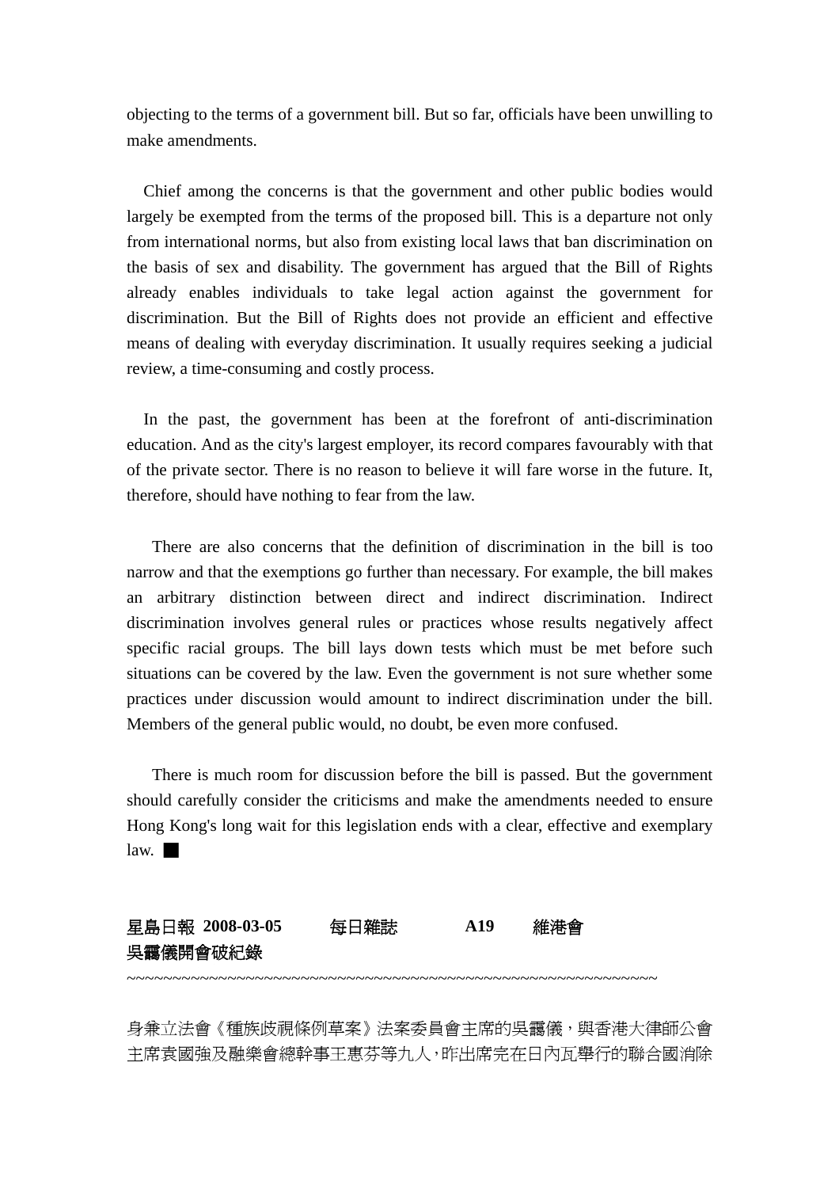objecting to the terms of a government bill. But so far, officials have been unwilling to make amendments.

Chief among the concerns is that the government and other public bodies would largely be exempted from the terms of the proposed bill. This is a departure not only from international norms, but also from existing local laws that ban discrimination on the basis of sex and disability. The government has argued that the Bill of Rights already enables individuals to take legal action against the government for discrimination. But the Bill of Rights does not provide an efficient and effective means of dealing with everyday discrimination. It usually requires seeking a judicial review, a time-consuming and costly process.

In the past, the government has been at the forefront of anti-discrimination education. And as the city's largest employer, its record compares favourably with that of the private sector. There is no reason to believe it will fare worse in the future. It, therefore, should have nothing to fear from the law.

There are also concerns that the definition of discrimination in the bill is too narrow and that the exemptions go further than necessary. For example, the bill makes an arbitrary distinction between direct and indirect discrimination. Indirect discrimination involves general rules or practices whose results negatively affect specific racial groups. The bill lays down tests which must be met before such situations can be covered by the law. Even the government is not sure whether some practices under discussion would amount to indirect discrimination under the bill. Members of the general public would, no doubt, be even more confused.

There is much room for discussion before the bill is passed. But the government should carefully consider the criticisms and make the amendments needed to ensure Hong Kong's long wait for this legislation ends with a clear, effective and exemplary law. ■

**星島日報 2008-03-05 每日雜誌 A19 維港會**
**吳靄儀開會破紀錄**

~~~~~~~~~~~~~~~~~~~~~~~~~~~~~~~~~~~~~~~~~~~~~~~~~~~~~~~~~~~~~~~~~~~~~~~~~~

身兼立法會《種族歧視條例草案》法案委員會主席的吳靄儀，與香港大律師公會主席袁國強及融樂會總幹事王惠芬等九人，昨出席完在日內瓦舉行的聯合國消除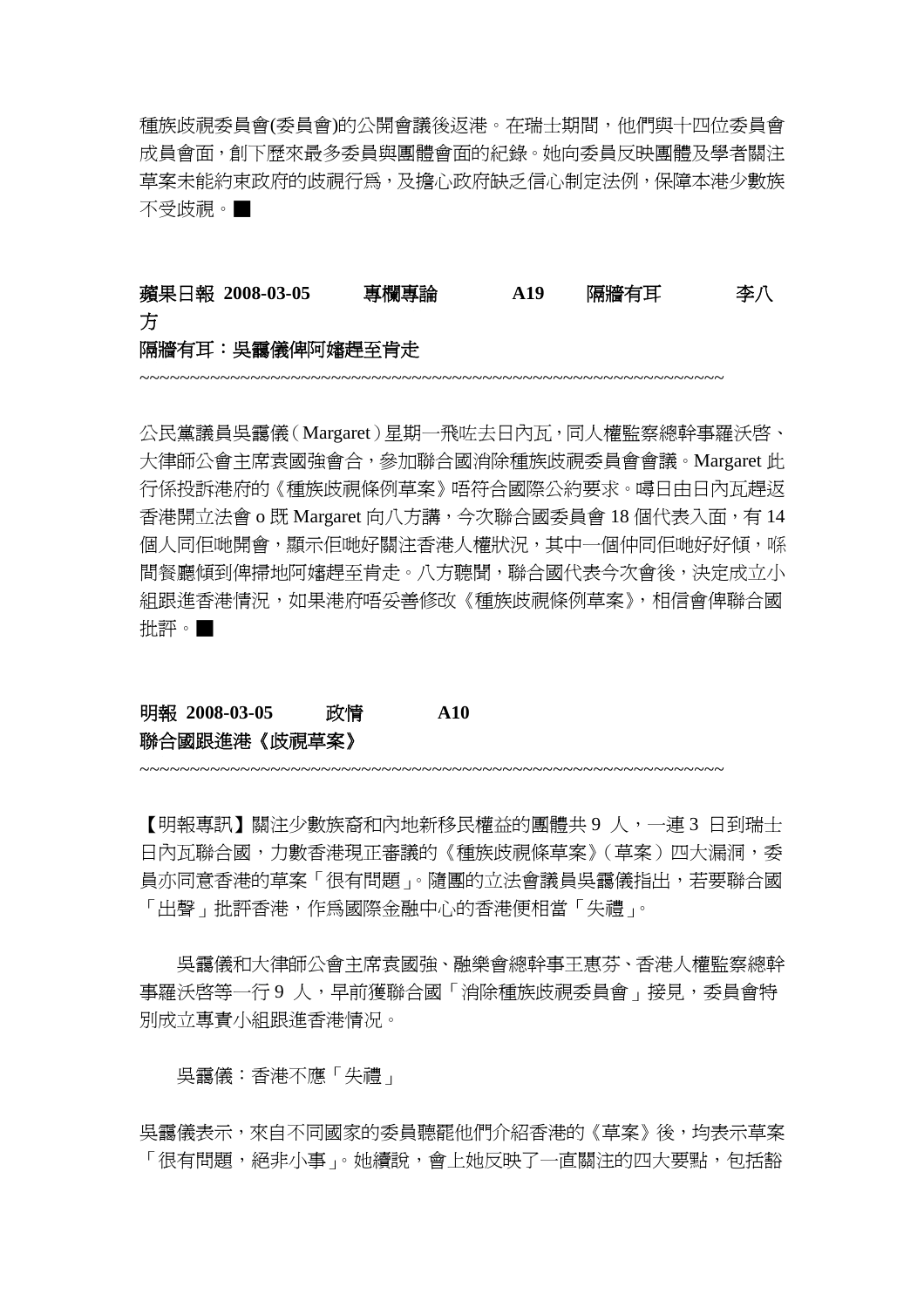種族歧視委員會(委員會)的公開會議後返港。在瑞士期間，他們與十四位委員會成員會面，創下歷來最多委員與團體會面的紀錄。她向委員反映團體及學者關注草案未能約束政府的歧視行爲，及擔心政府缺乏信心制定法例，保障本港少數族不受歧視。■

**蘋果日報 2008-03-05 專欄專論 A19 隔牆有耳 李八方**

**隔牆有耳：吳靄儀俾阿嬸趕至肯走**

~~~~~~~~~~~~~~~~~~~~~~~~~~~~~~~~~~~~~~~~~~~~~~~~~~~~~~~~~~~~~

公民黨議員吳靄儀（Margaret）星期一飛咗去日內瓦，同人權監察總幹事羅沃啓、大律師公會主席袁國強會合，參加聯合國消除種族歧視委員會會議。Margaret 此行係投訴港府的《種族歧視條例草案》唔符合國際公約要求。噚日由日內瓦趕返香港開立法會 o 既 Margaret 向八方講，今次聯合國委員會 18 個代表入面，有 14 個人同佢哋開會，顯示佢哋好關注香港人權狀況，其中一個仲同佢哋好好傾，喺間餐廳傾到俾掃地阿嬸趕至肯走。八方聽聞，聯合國代表今次會後，決定成立小組跟進香港情況，如果港府唔妥善修改《種族歧視條例草案》，相信會俾聯合國批評。■

**明報 2008-03-05 政情 A10**

**聯合國跟進港《歧視草案》**

~~~~~~~~~~~~~~~~~~~~~~~~~~~~~~~~~~~~~~~~~~~~~~~~~~~~~~~~~~~~~

【明報專訊】關注少數族裔和內地新移民權益的團體共 9 人，一連 3 日到瑞士日內瓦聯合國，力數香港現正審議的《種族歧視條草案》（草案）四大漏洞，委員亦同意香港的草案「很有問題」。隨團的立法會議員吳靄儀指出，若要聯合國「出聲」批評香港，作爲國際金融中心的香港便相當「失禮」。

吳靄儀和大律師公會主席袁國強、融樂會總幹事王惠芬、香港人權監察總幹事羅沃啓等一行 9 人，早前獲聯合國「消除種族歧視委員會」接見，委員會特別成立專責小組跟進香港情況。

吳靄儀：香港不應「失禮」

吳靄儀表示，來自不同國家的委員聽罷他們介紹香港的《草案》後，均表示草案「很有問題，絕非小事」。她續說，會上她反映了一直關注的四大要點，包括豁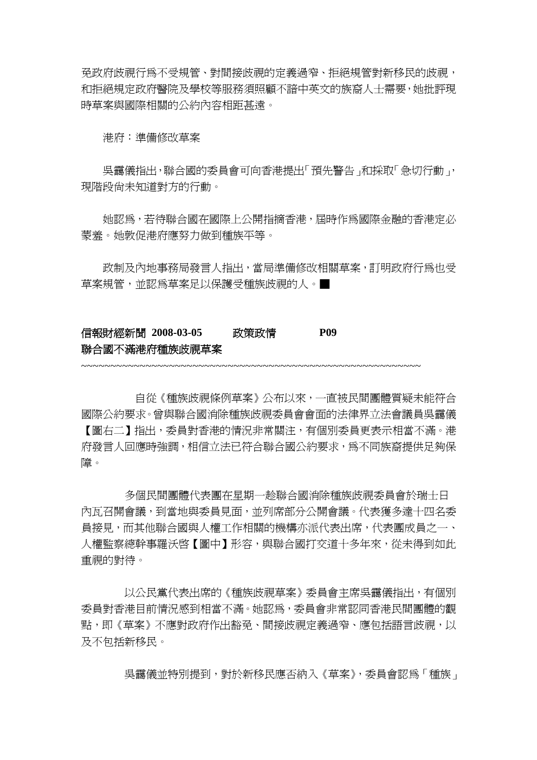免政府歧視行爲不受規管、對間接歧視的定義過窄、拒絕規管對新移民的歧視，和拒絕規定政府醫院及學校等服務須照顧不諳中英文的族裔人士需要，她批評現時草案與國際相關的公約內容相距甚遠。

港府：準備修改草案

吳靄儀指出，聯合國的委員會可向香港提出「預先警告」和採取「急切行動」，現階段尚未知道對方的行動。

她認爲，若待聯合國在國際上公開指摘香港，屆時作爲國際金融的香港定必蒙羞。她敦促港府應努力做到種族平等。

政制及內地事務局發言人指出，當局準備修改相關草案，訂明政府行爲也受草案規管，並認爲草案足以保護受種族歧視的人。■

**信報財經新聞 2008-03-05 政策政情 P09**
**聯合國不滿港府種族歧視草案**

~~~~~~~~~~~~~~~~~~~~~~~~~~~~~~~~~~~~~~~~~~~~~~~~~~~~~~~~~~~~~~~~~~~~

自從《種族歧視條例草案》公布以來，一直被民間團體質疑未能符合國際公約要求。曾與聯合國消除種族歧視委員會會面的法律界立法會議員吳靄儀【圖右二】指出，委員對香港的情況非常關注，有個別委員更表示相當不滿。港府發言人回應時強調，相信立法已符合聯合國公約要求，爲不同族裔提供足夠保障。

多個民間團體代表團在星期一趁聯合國消除種族歧視委員會於瑞士日內瓦召開會議，到當地與委員見面，並列席部分公開會議。代表獲多達十四名委員接見，而其他聯合國與人權工作相關的機構亦派代表出席，代表團成員之一、人權監察總幹事羅沃啓【圖中】形容，與聯合國打交道十多年來，從未得到如此重視的對待。

以公民黨代表出席的《種族歧視草案》委員會主席吳靄儀指出，有個別委員對香港目前情況感到相當不滿。她認爲，委員會非常認同香港民間團體的觀點，即《草案》不應對政府作出豁免、間接歧視定義過窄、應包括語言歧視，以及不包括新移民。

吳靄儀並特別提到，對於新移民應否納入《草案》，委員會認爲「種族」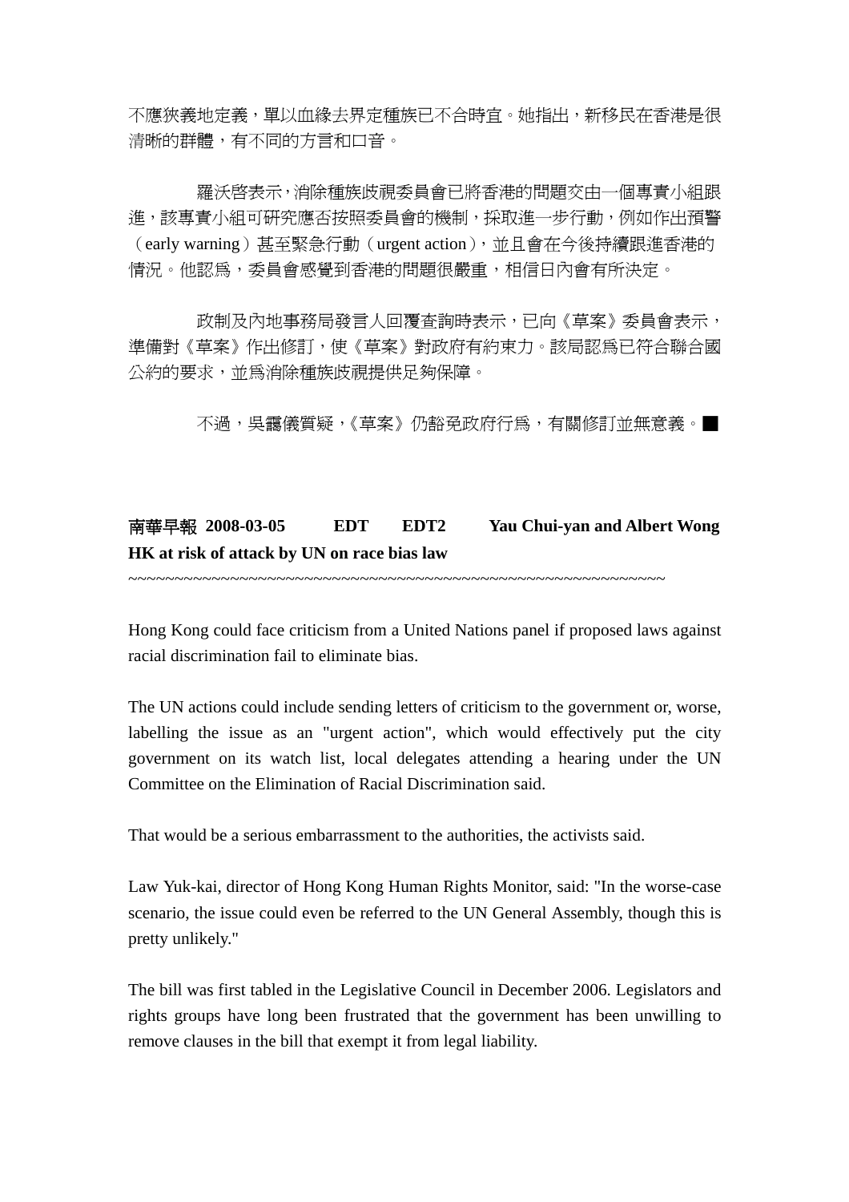不應狹義地定義，單以血緣去界定種族已不合時宜。她指出，新移民在香港是很清晰的群體，有不同的方言和口音。

羅沃啓表示，消除種族歧視委員會已將香港的問題交由一個專責小組跟進，該專責小組可研究應否按照委員會的機制，採取進一步行動，例如作出預警（early warning）甚至緊急行動（urgent action），並且會在今後持續跟進香港的情況。他認爲，委員會感覺到香港的問題很嚴重，相信日內會有所決定。

政制及內地事務局發言人回覆查詢時表示，已向《草案》委員會表示，準備對《草案》作出修訂，使《草案》對政府有約束力。該局認爲已符合聯合國公約的要求，並爲消除種族歧視提供足夠保障。

不過，吳靄儀質疑，《草案》仍豁免政府行爲，有關修訂並無意義。■

**南華早報 2008-03-05 EDT EDT2 Yau Chui-yan and Albert Wong**
**HK at risk of attack by UN on race bias law**

~~~~~~~~~~~~~~~~~~~~~~~~~~~~~~~~~~~~~~~~~~~~~~~~~~~~~~~~~~~~~~~~

Hong Kong could face criticism from a United Nations panel if proposed laws against racial discrimination fail to eliminate bias.

The UN actions could include sending letters of criticism to the government or, worse, labelling the issue as an "urgent action", which would effectively put the city government on its watch list, local delegates attending a hearing under the UN Committee on the Elimination of Racial Discrimination said.

That would be a serious embarrassment to the authorities, the activists said.

Law Yuk-kai, director of Hong Kong Human Rights Monitor, said: "In the worse-case scenario, the issue could even be referred to the UN General Assembly, though this is pretty unlikely."

The bill was first tabled in the Legislative Council in December 2006. Legislators and rights groups have long been frustrated that the government has been unwilling to remove clauses in the bill that exempt it from legal liability.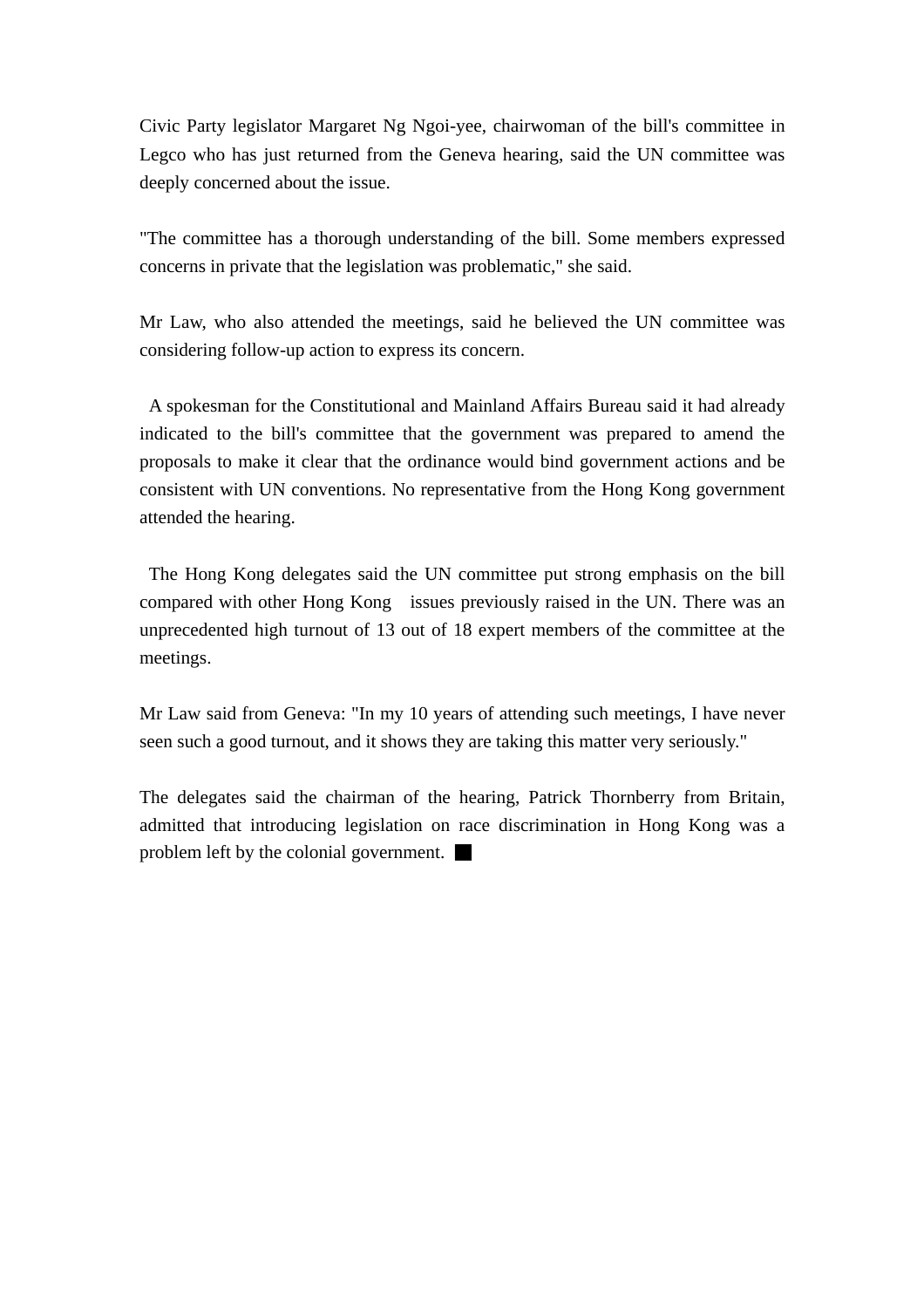Civic Party legislator Margaret Ng Ngoi-yee, chairwoman of the bill's committee in Legco who has just returned from the Geneva hearing, said the UN committee was deeply concerned about the issue.

"The committee has a thorough understanding of the bill. Some members expressed concerns in private that the legislation was problematic," she said.

Mr Law, who also attended the meetings, said he believed the UN committee was considering follow-up action to express its concern.

A spokesman for the Constitutional and Mainland Affairs Bureau said it had already indicated to the bill's committee that the government was prepared to amend the proposals to make it clear that the ordinance would bind government actions and be consistent with UN conventions. No representative from the Hong Kong government attended the hearing.

The Hong Kong delegates said the UN committee put strong emphasis on the bill compared with other Hong Kong issues previously raised in the UN. There was an unprecedented high turnout of 13 out of 18 expert members of the committee at the meetings.

Mr Law said from Geneva: "In my 10 years of attending such meetings, I have never seen such a good turnout, and it shows they are taking this matter very seriously."

The delegates said the chairman of the hearing, Patrick Thornberry from Britain, admitted that introducing legislation on race discrimination in Hong Kong was a problem left by the colonial government. ■